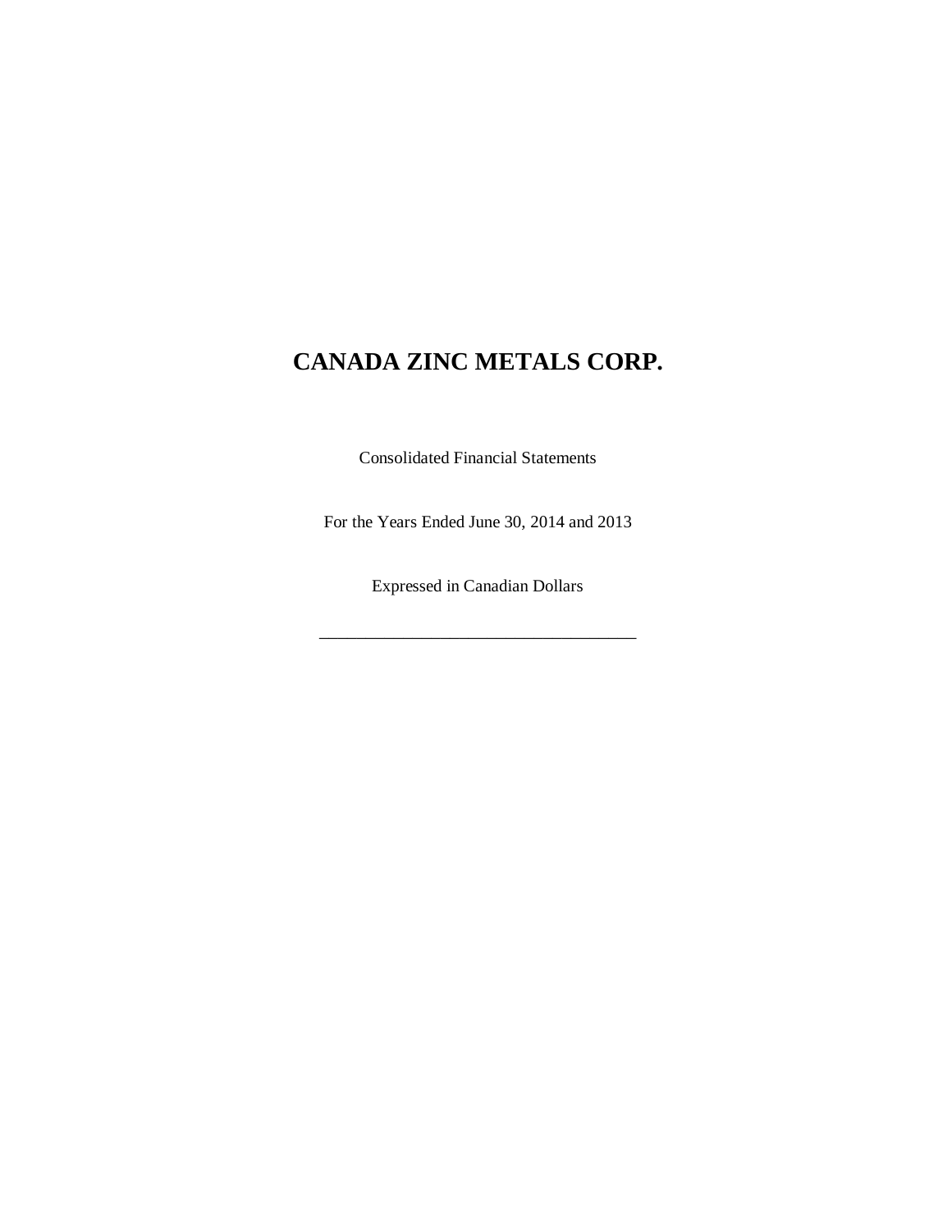# CANADA ZINC METALS CORP.

Consolidated Financial Statements

For the Years Ended June 30, 2014 and 2013

Expressed in Canadian Dollars

___________________________________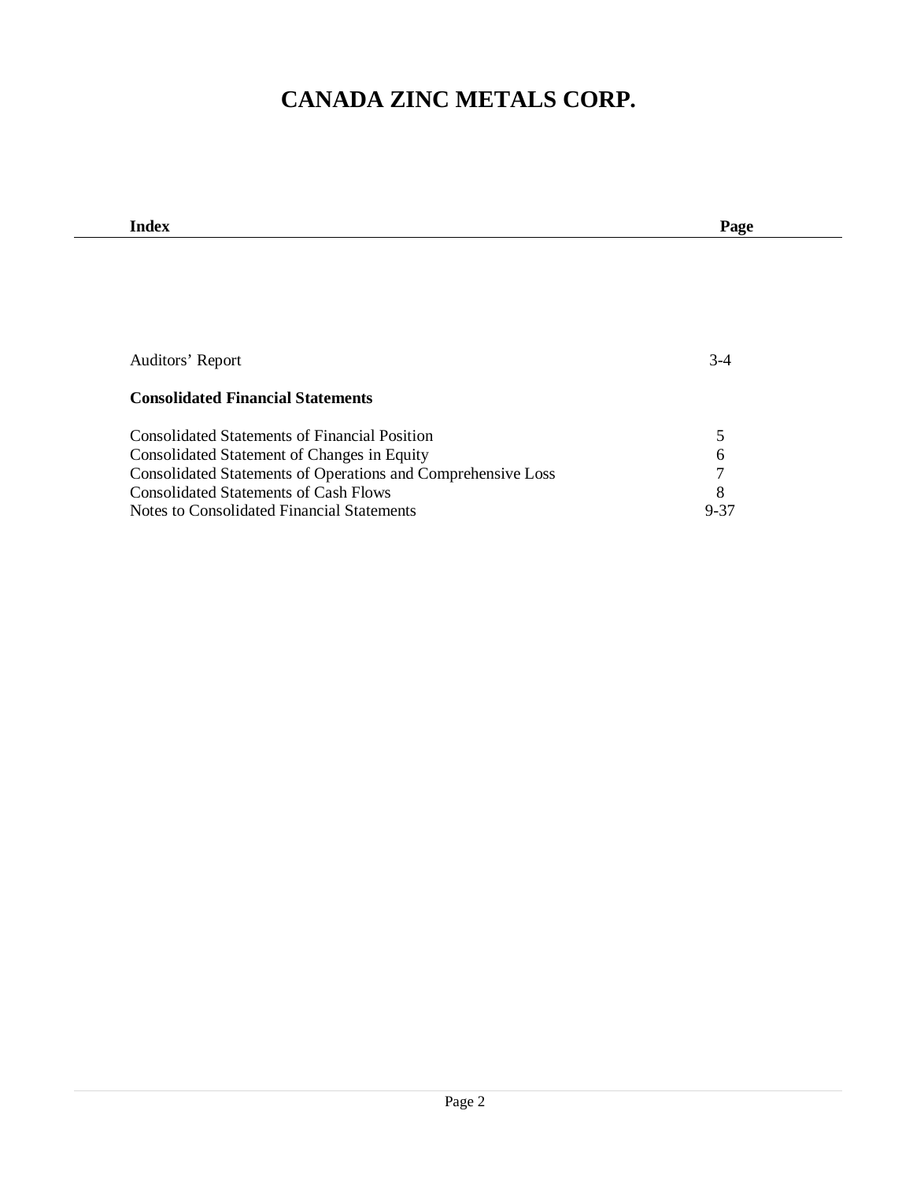# CANADA ZINC METALS CORP.

| Index | Page |
|---|---|
| Auditors' Report | 3-4 |
| **Consolidated Financial Statements** | |
| Consolidated Statements of Financial Position | 5 |
| Consolidated Statement of Changes in Equity | 6 |
| Consolidated Statements of Operations and Comprehensive Loss | 7 |
| Consolidated Statements of Cash Flows | 8 |
| Notes to Consolidated Financial Statements | 9-37 |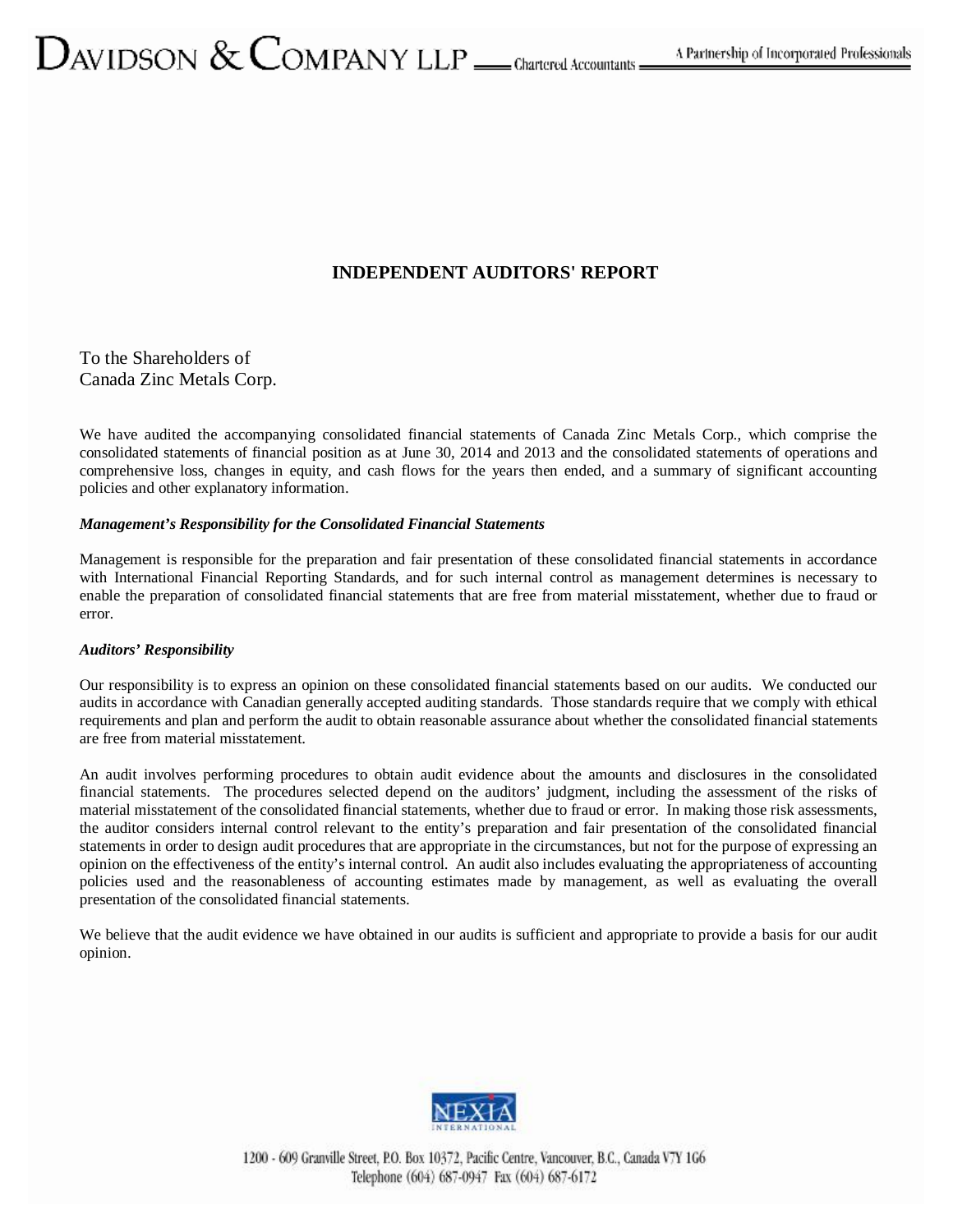# INDEPENDENT AUDITORS' REPORT

To the Shareholders of
Canada Zinc Metals Corp.

We have audited the accompanying consolidated financial statements of Canada Zinc Metals Corp., which comprise the consolidated statements of financial position as at June 30, 2014 and 2013 and the consolidated statements of operations and comprehensive loss, changes in equity, and cash flows for the years then ended, and a summary of significant accounting policies and other explanatory information.

***Management's Responsibility for the Consolidated Financial Statements***

Management is responsible for the preparation and fair presentation of these consolidated financial statements in accordance with International Financial Reporting Standards, and for such internal control as management determines is necessary to enable the preparation of consolidated financial statements that are free from material misstatement, whether due to fraud or error.

***Auditors' Responsibility***

Our responsibility is to express an opinion on these consolidated financial statements based on our audits. We conducted our audits in accordance with Canadian generally accepted auditing standards. Those standards require that we comply with ethical requirements and plan and perform the audit to obtain reasonable assurance about whether the consolidated financial statements are free from material misstatement.

An audit involves performing procedures to obtain audit evidence about the amounts and disclosures in the consolidated financial statements. The procedures selected depend on the auditors' judgment, including the assessment of the risks of material misstatement of the consolidated financial statements, whether due to fraud or error. In making those risk assessments, the auditor considers internal control relevant to the entity's preparation and fair presentation of the consolidated financial statements in order to design audit procedures that are appropriate in the circumstances, but not for the purpose of expressing an opinion on the effectiveness of the entity's internal control. An audit also includes evaluating the appropriateness of accounting policies used and the reasonableness of accounting estimates made by management, as well as evaluating the overall presentation of the consolidated financial statements.

We believe that the audit evidence we have obtained in our audits is sufficient and appropriate to provide a basis for our audit opinion.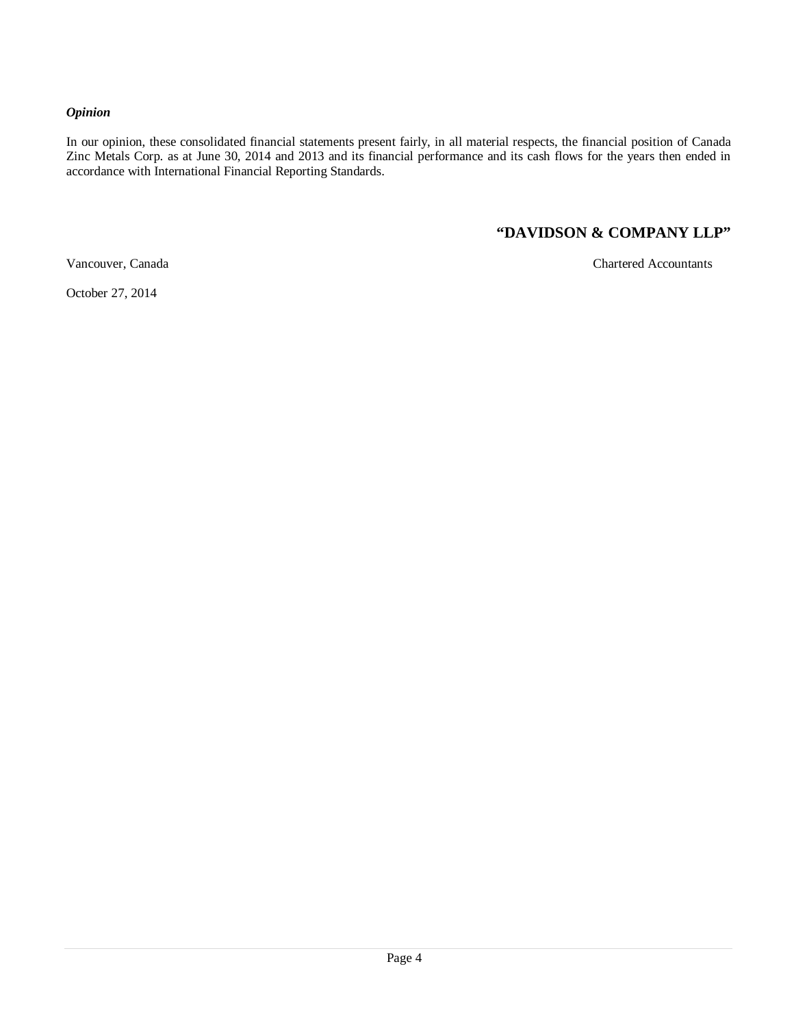***Opinion***

In our opinion, these consolidated financial statements present fairly, in all material respects, the financial position of Canada Zinc Metals Corp. as at June 30, 2014 and 2013 and its financial performance and its cash flows for the years then ended in accordance with International Financial Reporting Standards.

**"DAVIDSON & COMPANY LLP"**

Vancouver, Canada

Chartered Accountants

October 27, 2014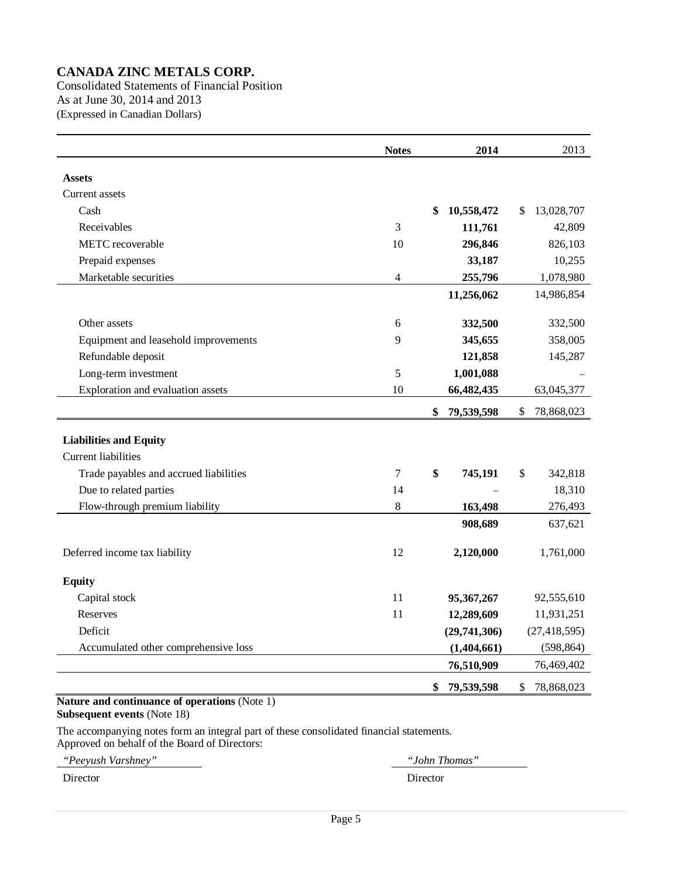# CANADA ZINC METALS CORP.

Consolidated Statements of Financial Position
As at June 30, 2014 and 2013
(Expressed in Canadian Dollars)

| | Notes | 2014 | 2013 |
|---|---|---|---|
| **Assets** | | | |
| Current assets | | | |
| Cash | | **$ 10,558,472** | $ 13,028,707 |
| Receivables | 3 | **111,761** | 42,809 |
| METC recoverable | 10 | **296,846** | 826,103 |
| Prepaid expenses | | **33,187** | 10,255 |
| Marketable securities | 4 | **255,796** | 1,078,980 |
| | | **11,256,062** | 14,986,854 |
| Other assets | 6 | **332,500** | 332,500 |
| Equipment and leasehold improvements | 9 | **345,655** | 358,005 |
| Refundable deposit | | **121,858** | 145,287 |
| Long-term investment | 5 | **1,001,088** | – |
| Exploration and evaluation assets | 10 | **66,482,435** | 63,045,377 |
| | | **$ 79,539,598** | $ 78,868,023 |
| **Liabilities and Equity** | | | |
| Current liabilities | | | |
| Trade payables and accrued liabilities | 7 | **$ 745,191** | $ 342,818 |
| Due to related parties | 14 | – | 18,310 |
| Flow-through premium liability | 8 | **163,498** | 276,493 |
| | | **908,689** | 637,621 |
| Deferred income tax liability | 12 | **2,120,000** | 1,761,000 |
| **Equity** | | | |
| Capital stock | 11 | **95,367,267** | 92,555,610 |
| Reserves | 11 | **12,289,609** | 11,931,251 |
| Deficit | | **(29,741,306)** | (27,418,595) |
| Accumulated other comprehensive loss | | **(1,404,661)** | (598,864) |
| | | **76,510,909** | 76,469,402 |
| | | **$ 79,539,598** | $ 78,868,023 |

**Nature and continuance of operations** (Note 1)
**Subsequent events** (Note 18)

The accompanying notes form an integral part of these consolidated financial statements.
Approved on behalf of the Board of Directors:

*"Peeyush Varshney"* — Director

*"John Thomas"* — Director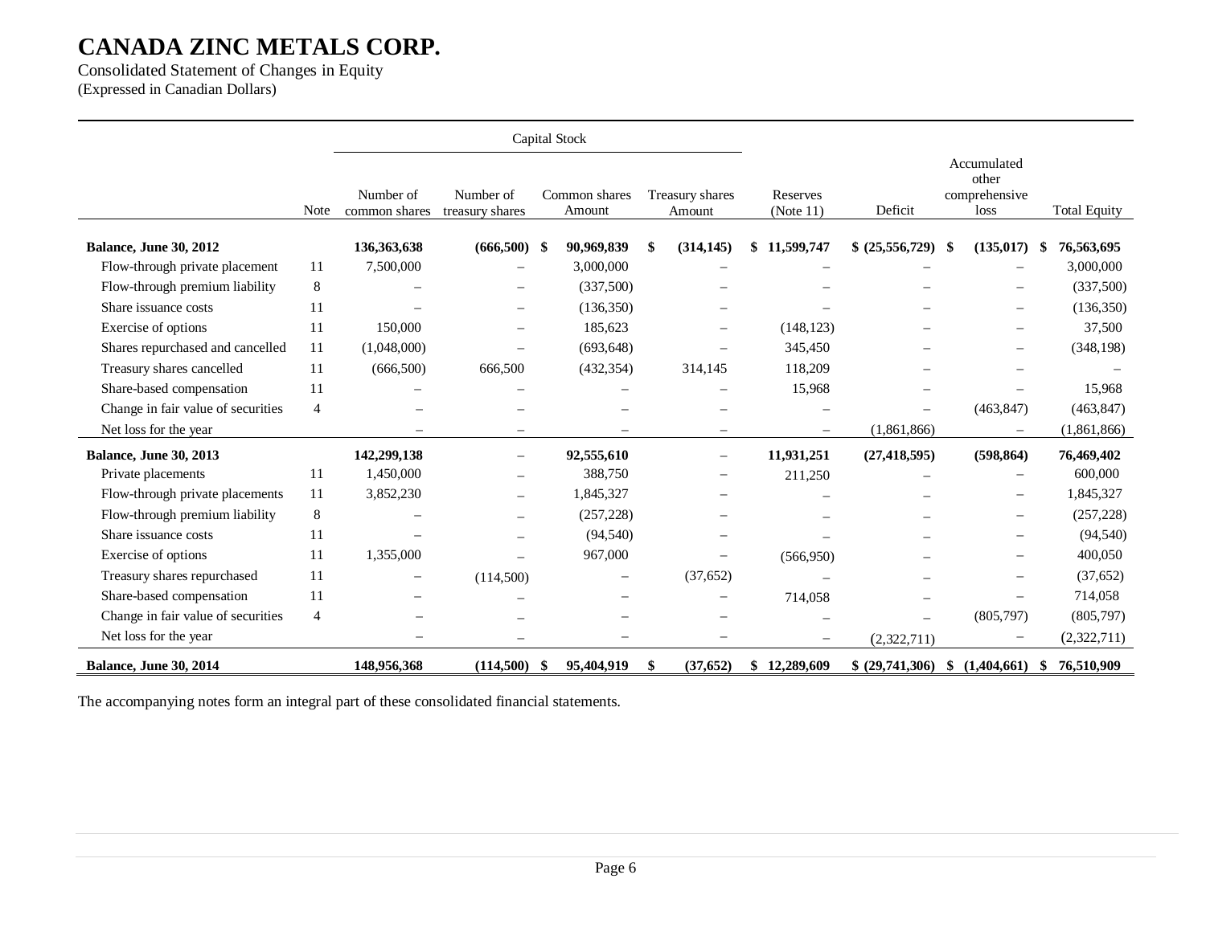# CANADA ZINC METALS CORP.

Consolidated Statement of Changes in Equity
(Expressed in Canadian Dollars)

| | Note | Capital Stock | | | | | | | |
|---|---|---|---|---|---|---|---|---|---|
| | | Number of common shares | Number of treasury shares | Common shares Amount | Treasury shares Amount | Reserves (Note 11) | Deficit | Accumulated other comprehensive loss | Total Equity |
| **Balance, June 30, 2012** | | **136,363,638** | **(666,500)** | **$ 90,969,839** | **$ (314,145)** | **$ 11,599,747** | **$ (25,556,729)** | **$ (135,017)** | **$ 76,563,695** |
| Flow-through private placement | 11 | 7,500,000 | – | 3,000,000 | – | – | – | – | 3,000,000 |
| Flow-through premium liability | 8 | – | – | (337,500) | – | – | – | – | (337,500) |
| Share issuance costs | 11 | – | – | (136,350) | – | – | – | – | (136,350) |
| Exercise of options | 11 | 150,000 | – | 185,623 | – | (148,123) | – | – | 37,500 |
| Shares repurchased and cancelled | 11 | (1,048,000) | – | (693,648) | – | 345,450 | – | – | (348,198) |
| Treasury shares cancelled | 11 | (666,500) | 666,500 | (432,354) | 314,145 | 118,209 | – | – | – |
| Share-based compensation | 11 | – | – | – | – | 15,968 | – | – | 15,968 |
| Change in fair value of securities | 4 | – | – | – | – | – | – | (463,847) | (463,847) |
| Net loss for the year | | – | – | – | – | – | (1,861,866) | – | (1,861,866) |
| **Balance, June 30, 2013** | | **142,299,138** | **–** | **92,555,610** | **–** | **11,931,251** | **(27,418,595)** | **(598,864)** | **76,469,402** |
| Private placements | 11 | 1,450,000 | – | 388,750 | – | 211,250 | – | – | 600,000 |
| Flow-through private placements | 11 | 3,852,230 | – | 1,845,327 | – | – | – | – | 1,845,327 |
| Flow-through premium liability | 8 | – | – | (257,228) | – | – | – | – | (257,228) |
| Share issuance costs | 11 | – | – | (94,540) | – | – | – | – | (94,540) |
| Exercise of options | 11 | 1,355,000 | – | 967,000 | – | (566,950) | – | – | 400,050 |
| Treasury shares repurchased | 11 | – | (114,500) | – | (37,652) | – | – | – | (37,652) |
| Share-based compensation | 11 | – | – | – | – | 714,058 | – | – | 714,058 |
| Change in fair value of securities | 4 | – | – | – | – | – | – | (805,797) | (805,797) |
| Net loss for the year | | – | – | – | – | – | (2,322,711) | – | (2,322,711) |
| **Balance, June 30, 2014** | | **148,956,368** | **(114,500)** | **$ 95,404,919** | **$ (37,652)** | **$ 12,289,609** | **$ (29,741,306)** | **$ (1,404,661)** | **$ 76,510,909** |

The accompanying notes form an integral part of these consolidated financial statements.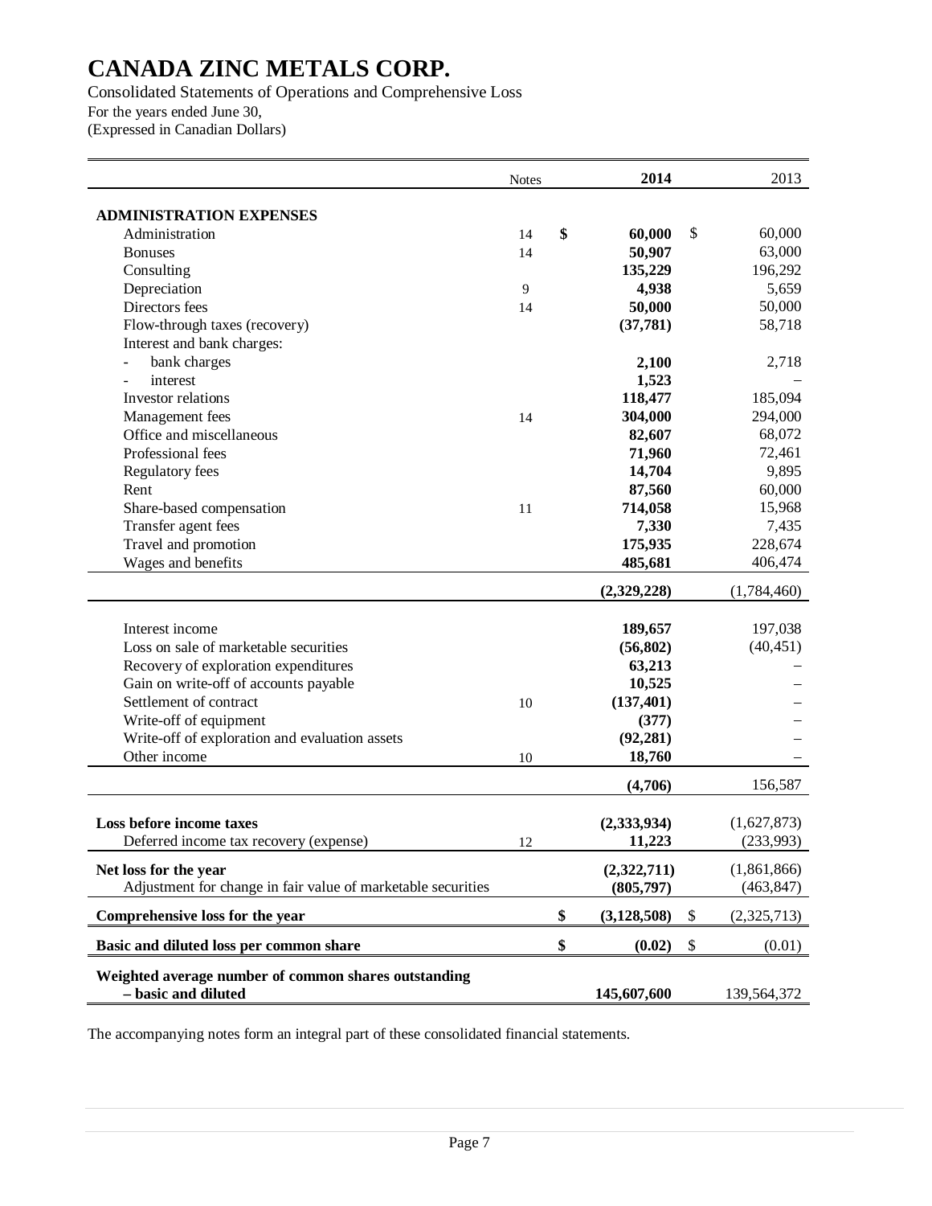# CANADA ZINC METALS CORP.

Consolidated Statements of Operations and Comprehensive Loss
For the years ended June 30,
(Expressed in Canadian Dollars)

| | Notes | 2014 | 2013 |
|---|---|---|---|
| **ADMINISTRATION EXPENSES** | | | |
| Administration | 14 | **$ 60,000** | $ 60,000 |
| Bonuses | 14 | **50,907** | 63,000 |
| Consulting | | **135,229** | 196,292 |
| Depreciation | 9 | **4,938** | 5,659 |
| Directors fees | 14 | **50,000** | 50,000 |
| Flow-through taxes (recovery) | | **(37,781)** | 58,718 |
| Interest and bank charges: | | | |
| - bank charges | | **2,100** | 2,718 |
| - interest | | **1,523** | – |
| Investor relations | | **118,477** | 185,094 |
| Management fees | 14 | **304,000** | 294,000 |
| Office and miscellaneous | | **82,607** | 68,072 |
| Professional fees | | **71,960** | 72,461 |
| Regulatory fees | | **14,704** | 9,895 |
| Rent | | **87,560** | 60,000 |
| Share-based compensation | 11 | **714,058** | 15,968 |
| Transfer agent fees | | **7,330** | 7,435 |
| Travel and promotion | | **175,935** | 228,674 |
| Wages and benefits | | **485,681** | 406,474 |
| | | **(2,329,228)** | (1,784,460) |
| Interest income | | **189,657** | 197,038 |
| Loss on sale of marketable securities | | **(56,802)** | (40,451) |
| Recovery of exploration expenditures | | **63,213** | – |
| Gain on write-off of accounts payable | | **10,525** | – |
| Settlement of contract | 10 | **(137,401)** | – |
| Write-off of equipment | | **(377)** | – |
| Write-off of exploration and evaluation assets | | **(92,281)** | – |
| Other income | 10 | **18,760** | – |
| | | **(4,706)** | 156,587 |
| **Loss before income taxes** | | **(2,333,934)** | (1,627,873) |
| Deferred income tax recovery (expense) | 12 | **11,223** | (233,993) |
| **Net loss for the year** | | **(2,322,711)** | (1,861,866) |
| Adjustment for change in fair value of marketable securities | | **(805,797)** | (463,847) |
| **Comprehensive loss for the year** | | **$ (3,128,508)** | $ (2,325,713) |
| **Basic and diluted loss per common share** | | **$ (0.02)** | $ (0.01) |
| **Weighted average number of common shares outstanding – basic and diluted** | | **145,607,600** | 139,564,372 |

The accompanying notes form an integral part of these consolidated financial statements.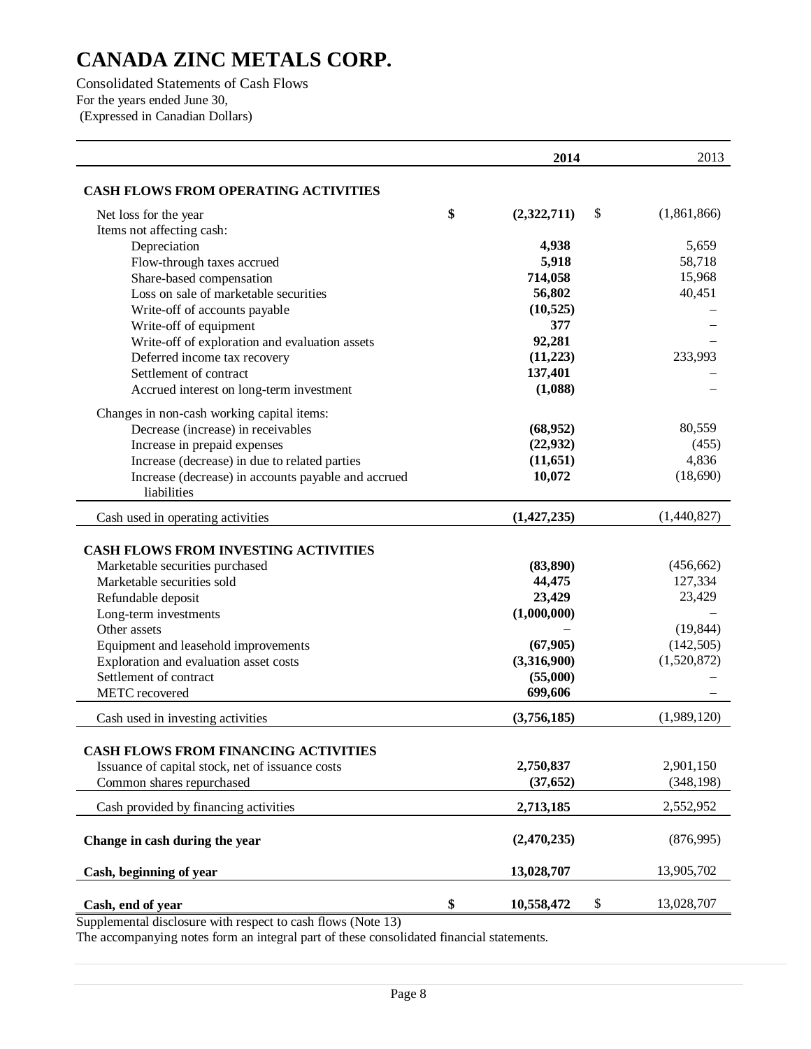# CANADA ZINC METALS CORP.

Consolidated Statements of Cash Flows
For the years ended June 30,
(Expressed in Canadian Dollars)

| | 2014 | 2013 |
|---|---|---|
| **CASH FLOWS FROM OPERATING ACTIVITIES** | | |
| Net loss for the year | $ (2,322,711) | $ (1,861,866) |
| Items not affecting cash: | | |
| Depreciation | 4,938 | 5,659 |
| Flow-through taxes accrued | 5,918 | 58,718 |
| Share-based compensation | 714,058 | 15,968 |
| Loss on sale of marketable securities | 56,802 | 40,451 |
| Write-off of accounts payable | (10,525) | – |
| Write-off of equipment | 377 | – |
| Write-off of exploration and evaluation assets | 92,281 | – |
| Deferred income tax recovery | (11,223) | 233,993 |
| Settlement of contract | 137,401 | – |
| Accrued interest on long-term investment | (1,088) | – |
| Changes in non-cash working capital items: | | |
| Decrease (increase) in receivables | (68,952) | 80,559 |
| Increase in prepaid expenses | (22,932) | (455) |
| Increase (decrease) in due to related parties | (11,651) | 4,836 |
| Increase (decrease) in accounts payable and accrued liabilities | 10,072 | (18,690) |
| Cash used in operating activities | (1,427,235) | (1,440,827) |
| **CASH FLOWS FROM INVESTING ACTIVITIES** | | |
| Marketable securities purchased | (83,890) | (456,662) |
| Marketable securities sold | 44,475 | 127,334 |
| Refundable deposit | 23,429 | 23,429 |
| Long-term investments | (1,000,000) | – |
| Other assets | – | (19,844) |
| Equipment and leasehold improvements | (67,905) | (142,505) |
| Exploration and evaluation asset costs | (3,316,900) | (1,520,872) |
| Settlement of contract | (55,000) | – |
| METC recovered | 699,606 | – |
| Cash used in investing activities | (3,756,185) | (1,989,120) |
| **CASH FLOWS FROM FINANCING ACTIVITIES** | | |
| Issuance of capital stock, net of issuance costs | 2,750,837 | 2,901,150 |
| Common shares repurchased | (37,652) | (348,198) |
| Cash provided by financing activities | 2,713,185 | 2,552,952 |
| **Change in cash during the year** | (2,470,235) | (876,995) |
| **Cash, beginning of year** | 13,028,707 | 13,905,702 |
| **Cash, end of year** | $ 10,558,472 | $ 13,028,707 |

Supplemental disclosure with respect to cash flows (Note 13)

The accompanying notes form an integral part of these consolidated financial statements.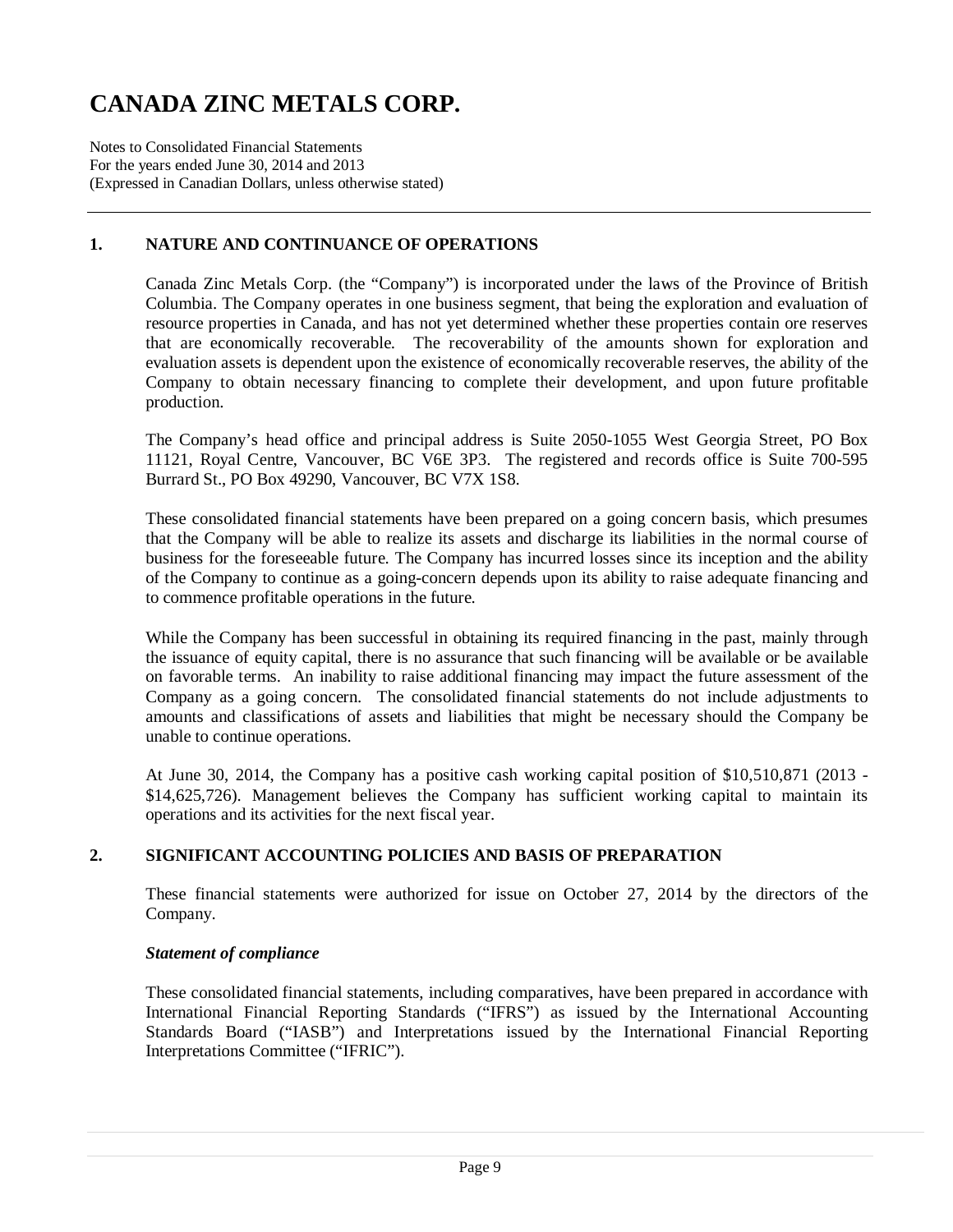# CANADA ZINC METALS CORP.

Notes to Consolidated Financial Statements
For the years ended June 30, 2014 and 2013
(Expressed in Canadian Dollars, unless otherwise stated)

## 1. NATURE AND CONTINUANCE OF OPERATIONS

Canada Zinc Metals Corp. (the "Company") is incorporated under the laws of the Province of British Columbia. The Company operates in one business segment, that being the exploration and evaluation of resource properties in Canada, and has not yet determined whether these properties contain ore reserves that are economically recoverable. The recoverability of the amounts shown for exploration and evaluation assets is dependent upon the existence of economically recoverable reserves, the ability of the Company to obtain necessary financing to complete their development, and upon future profitable production.

The Company's head office and principal address is Suite 2050-1055 West Georgia Street, PO Box 11121, Royal Centre, Vancouver, BC V6E 3P3. The registered and records office is Suite 700-595 Burrard St., PO Box 49290, Vancouver, BC V7X 1S8.

These consolidated financial statements have been prepared on a going concern basis, which presumes that the Company will be able to realize its assets and discharge its liabilities in the normal course of business for the foreseeable future. The Company has incurred losses since its inception and the ability of the Company to continue as a going-concern depends upon its ability to raise adequate financing and to commence profitable operations in the future.

While the Company has been successful in obtaining its required financing in the past, mainly through the issuance of equity capital, there is no assurance that such financing will be available or be available on favorable terms. An inability to raise additional financing may impact the future assessment of the Company as a going concern. The consolidated financial statements do not include adjustments to amounts and classifications of assets and liabilities that might be necessary should the Company be unable to continue operations.

At June 30, 2014, the Company has a positive cash working capital position of $10,510,871 (2013 - $14,625,726). Management believes the Company has sufficient working capital to maintain its operations and its activities for the next fiscal year.

## 2. SIGNIFICANT ACCOUNTING POLICIES AND BASIS OF PREPARATION

These financial statements were authorized for issue on October 27, 2014 by the directors of the Company.

***Statement of compliance***

These consolidated financial statements, including comparatives, have been prepared in accordance with International Financial Reporting Standards ("IFRS") as issued by the International Accounting Standards Board ("IASB") and Interpretations issued by the International Financial Reporting Interpretations Committee ("IFRIC").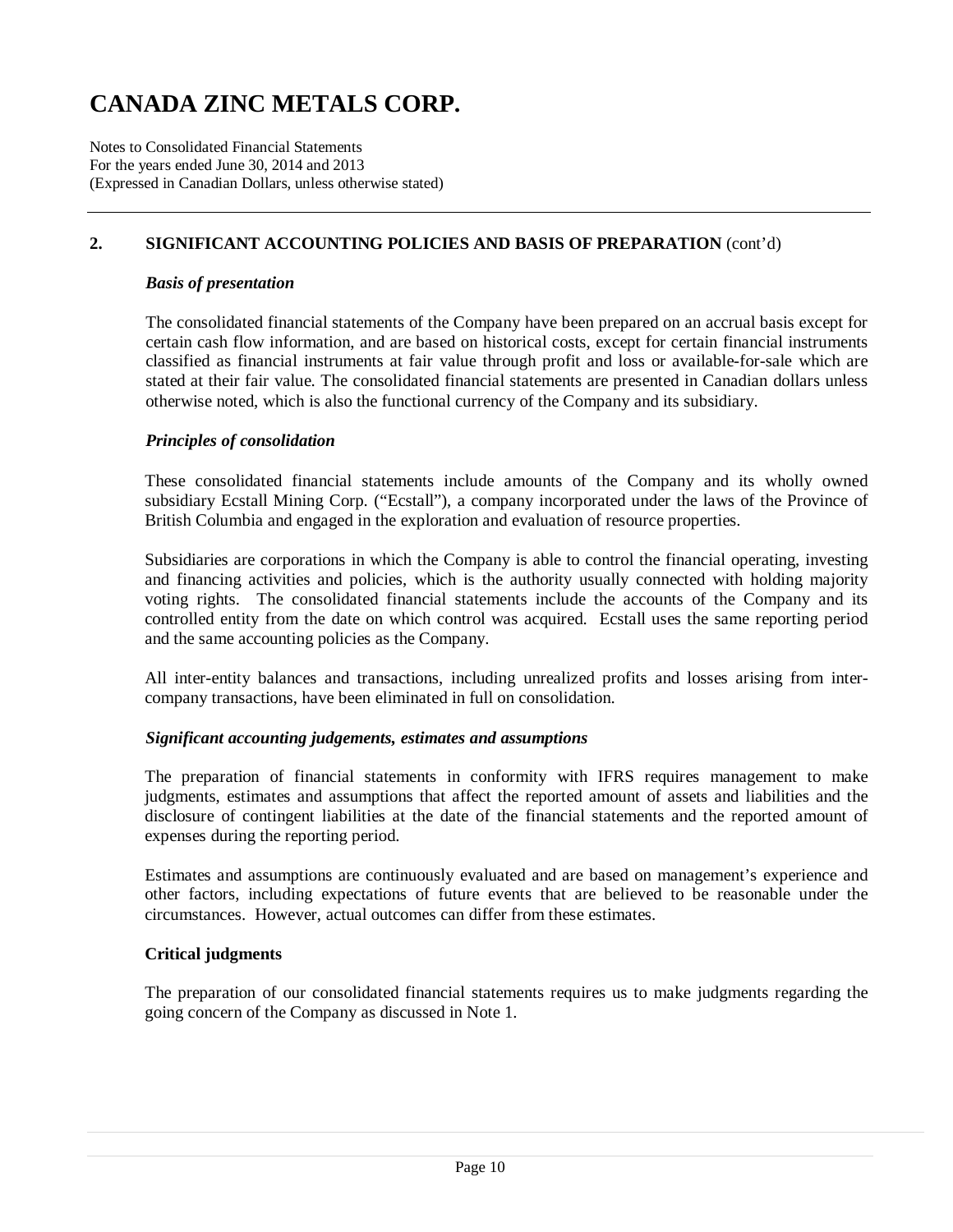# CANADA ZINC METALS CORP.

Notes to Consolidated Financial Statements
For the years ended June 30, 2014 and 2013
(Expressed in Canadian Dollars, unless otherwise stated)

## 2. SIGNIFICANT ACCOUNTING POLICIES AND BASIS OF PREPARATION (cont'd)

### *Basis of presentation*

The consolidated financial statements of the Company have been prepared on an accrual basis except for certain cash flow information, and are based on historical costs, except for certain financial instruments classified as financial instruments at fair value through profit and loss or available-for-sale which are stated at their fair value. The consolidated financial statements are presented in Canadian dollars unless otherwise noted, which is also the functional currency of the Company and its subsidiary.

### *Principles of consolidation*

These consolidated financial statements include amounts of the Company and its wholly owned subsidiary Ecstall Mining Corp. ("Ecstall"), a company incorporated under the laws of the Province of British Columbia and engaged in the exploration and evaluation of resource properties.

Subsidiaries are corporations in which the Company is able to control the financial operating, investing and financing activities and policies, which is the authority usually connected with holding majority voting rights. The consolidated financial statements include the accounts of the Company and its controlled entity from the date on which control was acquired. Ecstall uses the same reporting period and the same accounting policies as the Company.

All inter-entity balances and transactions, including unrealized profits and losses arising from inter-company transactions, have been eliminated in full on consolidation.

### *Significant accounting judgements, estimates and assumptions*

The preparation of financial statements in conformity with IFRS requires management to make judgments, estimates and assumptions that affect the reported amount of assets and liabilities and the disclosure of contingent liabilities at the date of the financial statements and the reported amount of expenses during the reporting period.

Estimates and assumptions are continuously evaluated and are based on management's experience and other factors, including expectations of future events that are believed to be reasonable under the circumstances. However, actual outcomes can differ from these estimates.

### Critical judgments

The preparation of our consolidated financial statements requires us to make judgments regarding the going concern of the Company as discussed in Note 1.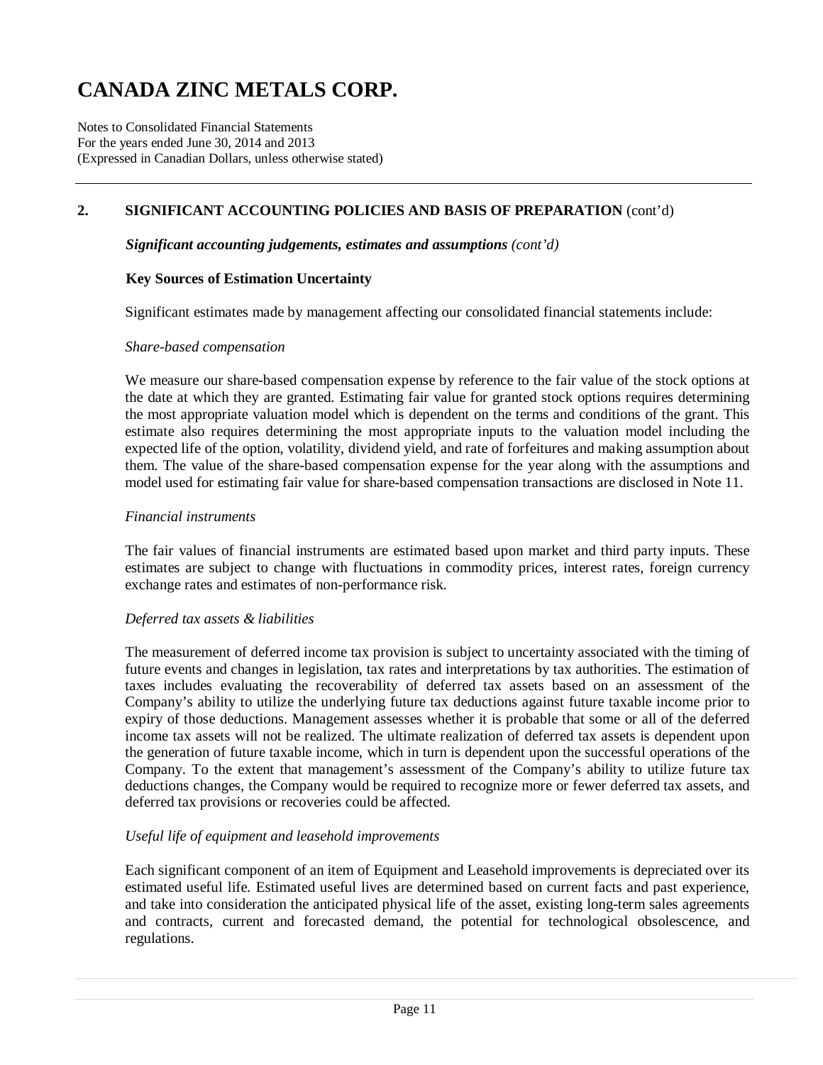## 2. SIGNIFICANT ACCOUNTING POLICIES AND BASIS OF PREPARATION (cont'd)

***Significant accounting judgements, estimates and assumptions** (cont'd)*

### Key Sources of Estimation Uncertainty

Significant estimates made by management affecting our consolidated financial statements include:

*Share-based compensation*

We measure our share-based compensation expense by reference to the fair value of the stock options at the date at which they are granted. Estimating fair value for granted stock options requires determining the most appropriate valuation model which is dependent on the terms and conditions of the grant. This estimate also requires determining the most appropriate inputs to the valuation model including the expected life of the option, volatility, dividend yield, and rate of forfeitures and making assumption about them. The value of the share-based compensation expense for the year along with the assumptions and model used for estimating fair value for share-based compensation transactions are disclosed in Note 11.

*Financial instruments*

The fair values of financial instruments are estimated based upon market and third party inputs. These estimates are subject to change with fluctuations in commodity prices, interest rates, foreign currency exchange rates and estimates of non-performance risk.

*Deferred tax assets & liabilities*

The measurement of deferred income tax provision is subject to uncertainty associated with the timing of future events and changes in legislation, tax rates and interpretations by tax authorities. The estimation of taxes includes evaluating the recoverability of deferred tax assets based on an assessment of the Company's ability to utilize the underlying future tax deductions against future taxable income prior to expiry of those deductions. Management assesses whether it is probable that some or all of the deferred income tax assets will not be realized. The ultimate realization of deferred tax assets is dependent upon the generation of future taxable income, which in turn is dependent upon the successful operations of the Company. To the extent that management's assessment of the Company's ability to utilize future tax deductions changes, the Company would be required to recognize more or fewer deferred tax assets, and deferred tax provisions or recoveries could be affected.

*Useful life of equipment and leasehold improvements*

Each significant component of an item of Equipment and Leasehold improvements is depreciated over its estimated useful life. Estimated useful lives are determined based on current facts and past experience, and take into consideration the anticipated physical life of the asset, existing long-term sales agreements and contracts, current and forecasted demand, the potential for technological obsolescence, and regulations.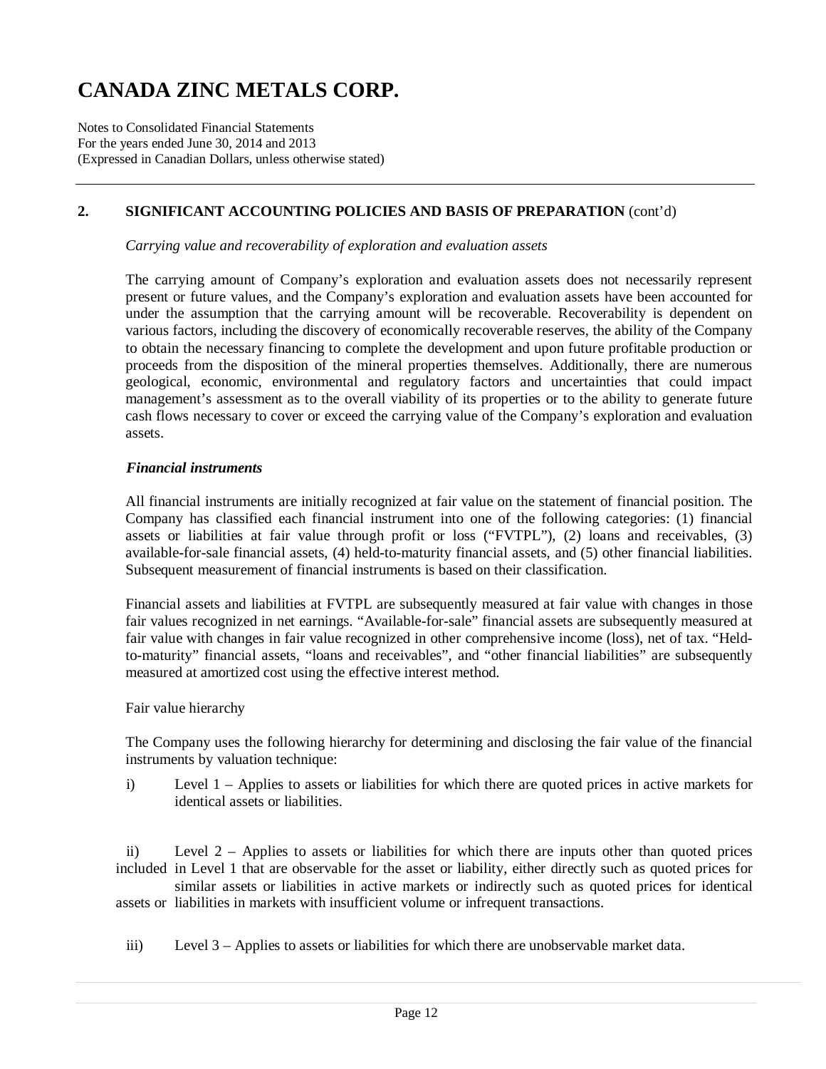# CANADA ZINC METALS CORP.

Notes to Consolidated Financial Statements
For the years ended June 30, 2014 and 2013
(Expressed in Canadian Dollars, unless otherwise stated)

## 2. SIGNIFICANT ACCOUNTING POLICIES AND BASIS OF PREPARATION (cont'd)

*Carrying value and recoverability of exploration and evaluation assets*

The carrying amount of Company's exploration and evaluation assets does not necessarily represent present or future values, and the Company's exploration and evaluation assets have been accounted for under the assumption that the carrying amount will be recoverable. Recoverability is dependent on various factors, including the discovery of economically recoverable reserves, the ability of the Company to obtain the necessary financing to complete the development and upon future profitable production or proceeds from the disposition of the mineral properties themselves. Additionally, there are numerous geological, economic, environmental and regulatory factors and uncertainties that could impact management's assessment as to the overall viability of its properties or to the ability to generate future cash flows necessary to cover or exceed the carrying value of the Company's exploration and evaluation assets.

***Financial instruments***

All financial instruments are initially recognized at fair value on the statement of financial position. The Company has classified each financial instrument into one of the following categories: (1) financial assets or liabilities at fair value through profit or loss ("FVTPL"), (2) loans and receivables, (3) available-for-sale financial assets, (4) held-to-maturity financial assets, and (5) other financial liabilities. Subsequent measurement of financial instruments is based on their classification.

Financial assets and liabilities at FVTPL are subsequently measured at fair value with changes in those fair values recognized in net earnings. "Available-for-sale" financial assets are subsequently measured at fair value with changes in fair value recognized in other comprehensive income (loss), net of tax. "Held-to-maturity" financial assets, "loans and receivables", and "other financial liabilities" are subsequently measured at amortized cost using the effective interest method.

Fair value hierarchy

The Company uses the following hierarchy for determining and disclosing the fair value of the financial instruments by valuation technique:

i) Level 1 – Applies to assets or liabilities for which there are quoted prices in active markets for identical assets or liabilities.

ii) Level 2 – Applies to assets or liabilities for which there are inputs other than quoted prices included in Level 1 that are observable for the asset or liability, either directly such as quoted prices for similar assets or liabilities in active markets or indirectly such as quoted prices for identical assets or liabilities in markets with insufficient volume or infrequent transactions.

iii) Level 3 – Applies to assets or liabilities for which there are unobservable market data.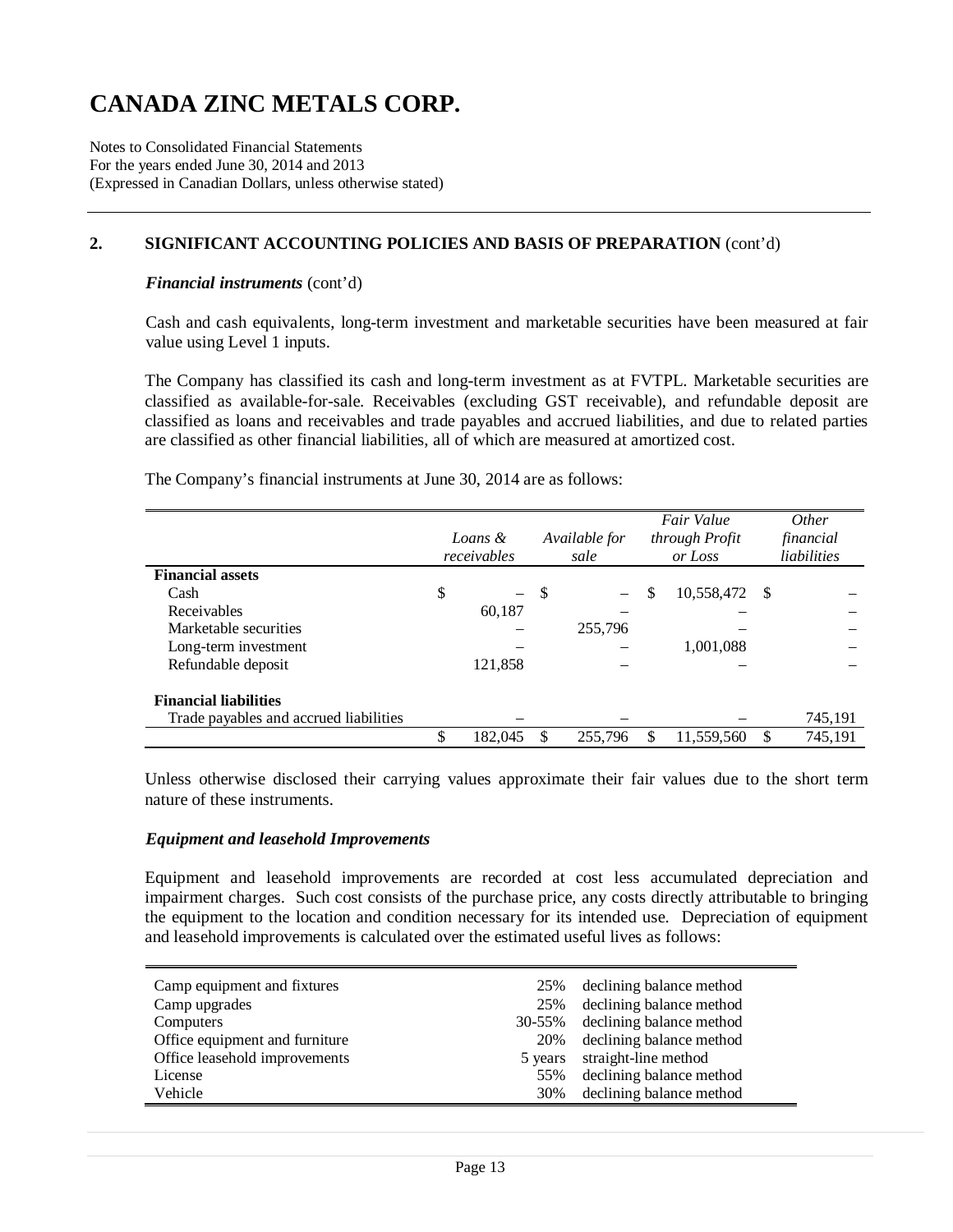## 2. SIGNIFICANT ACCOUNTING POLICIES AND BASIS OF PREPARATION (cont'd)

***Financial instruments*** (cont'd)

Cash and cash equivalents, long-term investment and marketable securities have been measured at fair value using Level 1 inputs.

The Company has classified its cash and long-term investment as at FVTPL. Marketable securities are classified as available-for-sale. Receivables (excluding GST receivable), and refundable deposit are classified as loans and receivables and trade payables and accrued liabilities, and due to related parties are classified as other financial liabilities, all of which are measured at amortized cost.

The Company's financial instruments at June 30, 2014 are as follows:

| | *Loans & receivables* | *Available for sale* | *Fair Value through Profit or Loss* | *Other financial liabilities* |
|---|---|---|---|---|
| **Financial assets** | | | | |
| Cash | $ – | $ – | $ 10,558,472 | $ – |
| Receivables | 60,187 | – | – | – |
| Marketable securities | – | 255,796 | – | – |
| Long-term investment | – | – | 1,001,088 | – |
| Refundable deposit | 121,858 | – | – | – |
| **Financial liabilities** | | | | |
| Trade payables and accrued liabilities | – | – | – | 745,191 |
| | $ 182,045 | $ 255,796 | $ 11,559,560 | $ 745,191 |

Unless otherwise disclosed their carrying values approximate their fair values due to the short term nature of these instruments.

***Equipment and leasehold Improvements***

Equipment and leasehold improvements are recorded at cost less accumulated depreciation and impairment charges. Such cost consists of the purchase price, any costs directly attributable to bringing the equipment to the location and condition necessary for its intended use. Depreciation of equipment and leasehold improvements is calculated over the estimated useful lives as follows:

| | | |
|---|---|---|
| Camp equipment and fixtures | 25% | declining balance method |
| Camp upgrades | 25% | declining balance method |
| Computers | 30-55% | declining balance method |
| Office equipment and furniture | 20% | declining balance method |
| Office leasehold improvements | 5 years | straight-line method |
| License | 55% | declining balance method |
| Vehicle | 30% | declining balance method |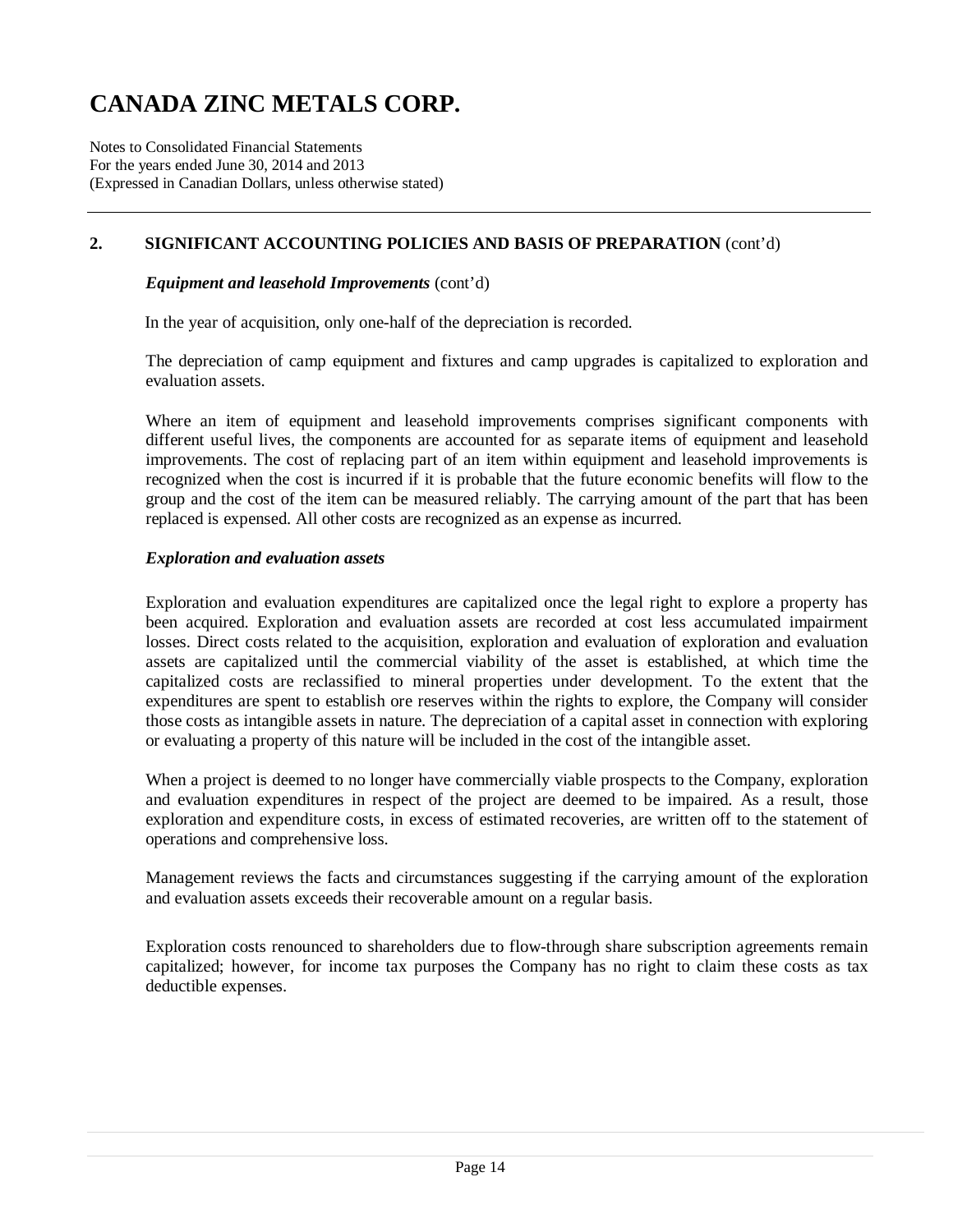## 2. SIGNIFICANT ACCOUNTING POLICIES AND BASIS OF PREPARATION (cont'd)

***Equipment and leasehold Improvements*** (cont'd)

In the year of acquisition, only one-half of the depreciation is recorded.

The depreciation of camp equipment and fixtures and camp upgrades is capitalized to exploration and evaluation assets.

Where an item of equipment and leasehold improvements comprises significant components with different useful lives, the components are accounted for as separate items of equipment and leasehold improvements. The cost of replacing part of an item within equipment and leasehold improvements is recognized when the cost is incurred if it is probable that the future economic benefits will flow to the group and the cost of the item can be measured reliably. The carrying amount of the part that has been replaced is expensed. All other costs are recognized as an expense as incurred.

***Exploration and evaluation assets***

Exploration and evaluation expenditures are capitalized once the legal right to explore a property has been acquired. Exploration and evaluation assets are recorded at cost less accumulated impairment losses. Direct costs related to the acquisition, exploration and evaluation of exploration and evaluation assets are capitalized until the commercial viability of the asset is established, at which time the capitalized costs are reclassified to mineral properties under development. To the extent that the expenditures are spent to establish ore reserves within the rights to explore, the Company will consider those costs as intangible assets in nature. The depreciation of a capital asset in connection with exploring or evaluating a property of this nature will be included in the cost of the intangible asset.

When a project is deemed to no longer have commercially viable prospects to the Company, exploration and evaluation expenditures in respect of the project are deemed to be impaired. As a result, those exploration and expenditure costs, in excess of estimated recoveries, are written off to the statement of operations and comprehensive loss.

Management reviews the facts and circumstances suggesting if the carrying amount of the exploration and evaluation assets exceeds their recoverable amount on a regular basis.

Exploration costs renounced to shareholders due to flow-through share subscription agreements remain capitalized; however, for income tax purposes the Company has no right to claim these costs as tax deductible expenses.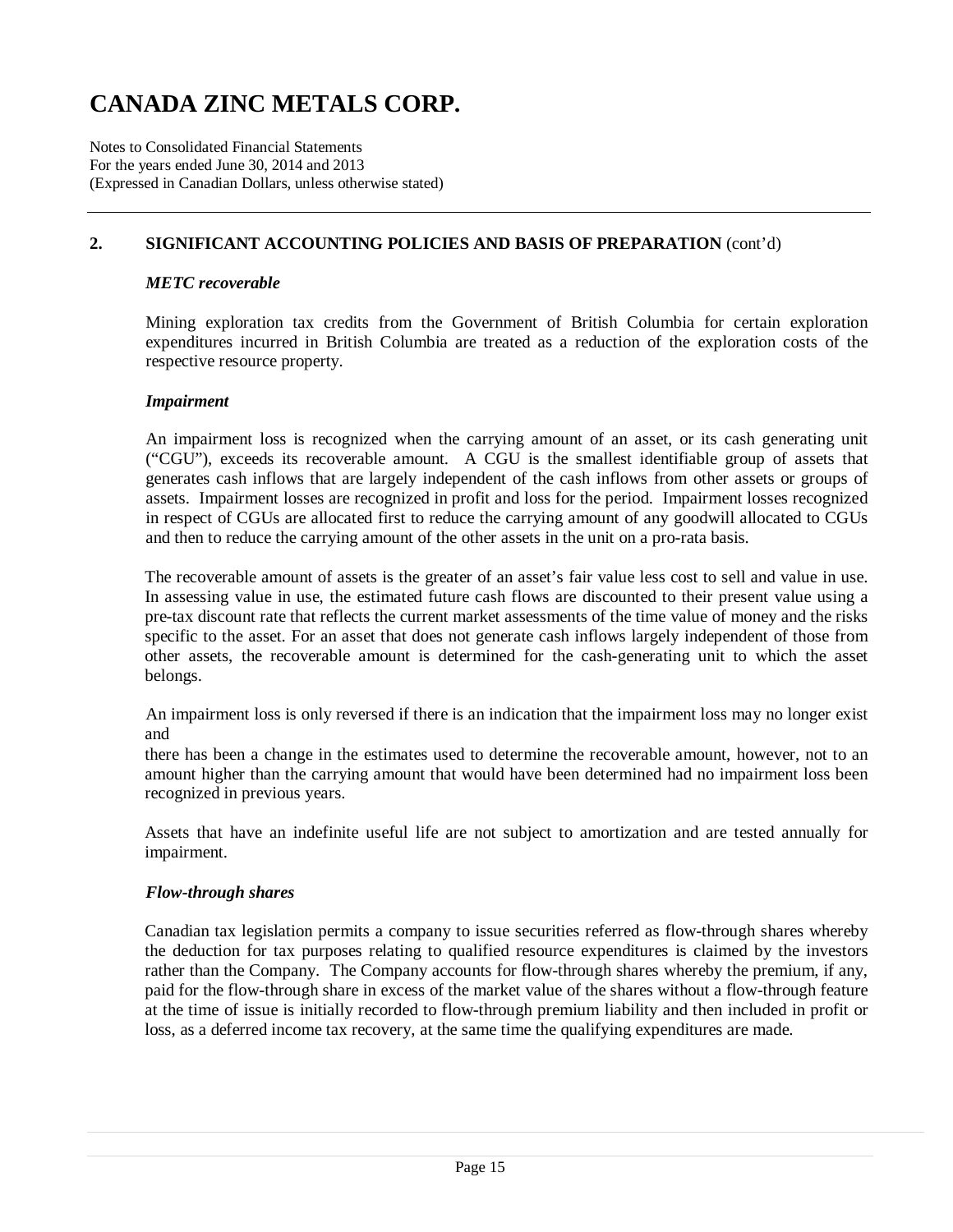# CANADA ZINC METALS CORP.

Notes to Consolidated Financial Statements
For the years ended June 30, 2014 and 2013
(Expressed in Canadian Dollars, unless otherwise stated)

## 2. SIGNIFICANT ACCOUNTING POLICIES AND BASIS OF PREPARATION (cont'd)

### *METC recoverable*

Mining exploration tax credits from the Government of British Columbia for certain exploration expenditures incurred in British Columbia are treated as a reduction of the exploration costs of the respective resource property.

### *Impairment*

An impairment loss is recognized when the carrying amount of an asset, or its cash generating unit ("CGU"), exceeds its recoverable amount. A CGU is the smallest identifiable group of assets that generates cash inflows that are largely independent of the cash inflows from other assets or groups of assets. Impairment losses are recognized in profit and loss for the period. Impairment losses recognized in respect of CGUs are allocated first to reduce the carrying amount of any goodwill allocated to CGUs and then to reduce the carrying amount of the other assets in the unit on a pro-rata basis.

The recoverable amount of assets is the greater of an asset's fair value less cost to sell and value in use. In assessing value in use, the estimated future cash flows are discounted to their present value using a pre-tax discount rate that reflects the current market assessments of the time value of money and the risks specific to the asset. For an asset that does not generate cash inflows largely independent of those from other assets, the recoverable amount is determined for the cash-generating unit to which the asset belongs.

An impairment loss is only reversed if there is an indication that the impairment loss may no longer exist and
there has been a change in the estimates used to determine the recoverable amount, however, not to an amount higher than the carrying amount that would have been determined had no impairment loss been recognized in previous years.

Assets that have an indefinite useful life are not subject to amortization and are tested annually for impairment.

### *Flow-through shares*

Canadian tax legislation permits a company to issue securities referred as flow-through shares whereby the deduction for tax purposes relating to qualified resource expenditures is claimed by the investors rather than the Company. The Company accounts for flow-through shares whereby the premium, if any, paid for the flow-through share in excess of the market value of the shares without a flow-through feature at the time of issue is initially recorded to flow-through premium liability and then included in profit or loss, as a deferred income tax recovery, at the same time the qualifying expenditures are made.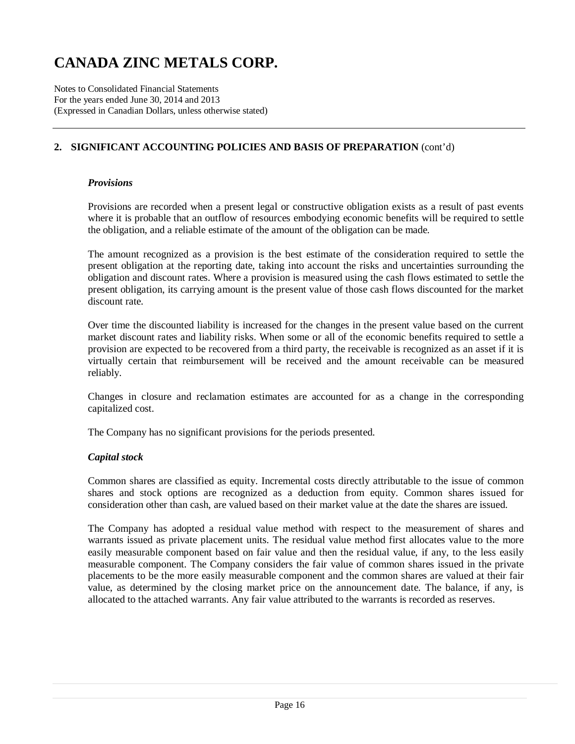## 2. SIGNIFICANT ACCOUNTING POLICIES AND BASIS OF PREPARATION (cont'd)

### *Provisions*

Provisions are recorded when a present legal or constructive obligation exists as a result of past events where it is probable that an outflow of resources embodying economic benefits will be required to settle the obligation, and a reliable estimate of the amount of the obligation can be made.

The amount recognized as a provision is the best estimate of the consideration required to settle the present obligation at the reporting date, taking into account the risks and uncertainties surrounding the obligation and discount rates. Where a provision is measured using the cash flows estimated to settle the present obligation, its carrying amount is the present value of those cash flows discounted for the market discount rate.

Over time the discounted liability is increased for the changes in the present value based on the current market discount rates and liability risks. When some or all of the economic benefits required to settle a provision are expected to be recovered from a third party, the receivable is recognized as an asset if it is virtually certain that reimbursement will be received and the amount receivable can be measured reliably.

Changes in closure and reclamation estimates are accounted for as a change in the corresponding capitalized cost.

The Company has no significant provisions for the periods presented.

### *Capital stock*

Common shares are classified as equity. Incremental costs directly attributable to the issue of common shares and stock options are recognized as a deduction from equity. Common shares issued for consideration other than cash, are valued based on their market value at the date the shares are issued.

The Company has adopted a residual value method with respect to the measurement of shares and warrants issued as private placement units. The residual value method first allocates value to the more easily measurable component based on fair value and then the residual value, if any, to the less easily measurable component. The Company considers the fair value of common shares issued in the private placements to be the more easily measurable component and the common shares are valued at their fair value, as determined by the closing market price on the announcement date. The balance, if any, is allocated to the attached warrants. Any fair value attributed to the warrants is recorded as reserves.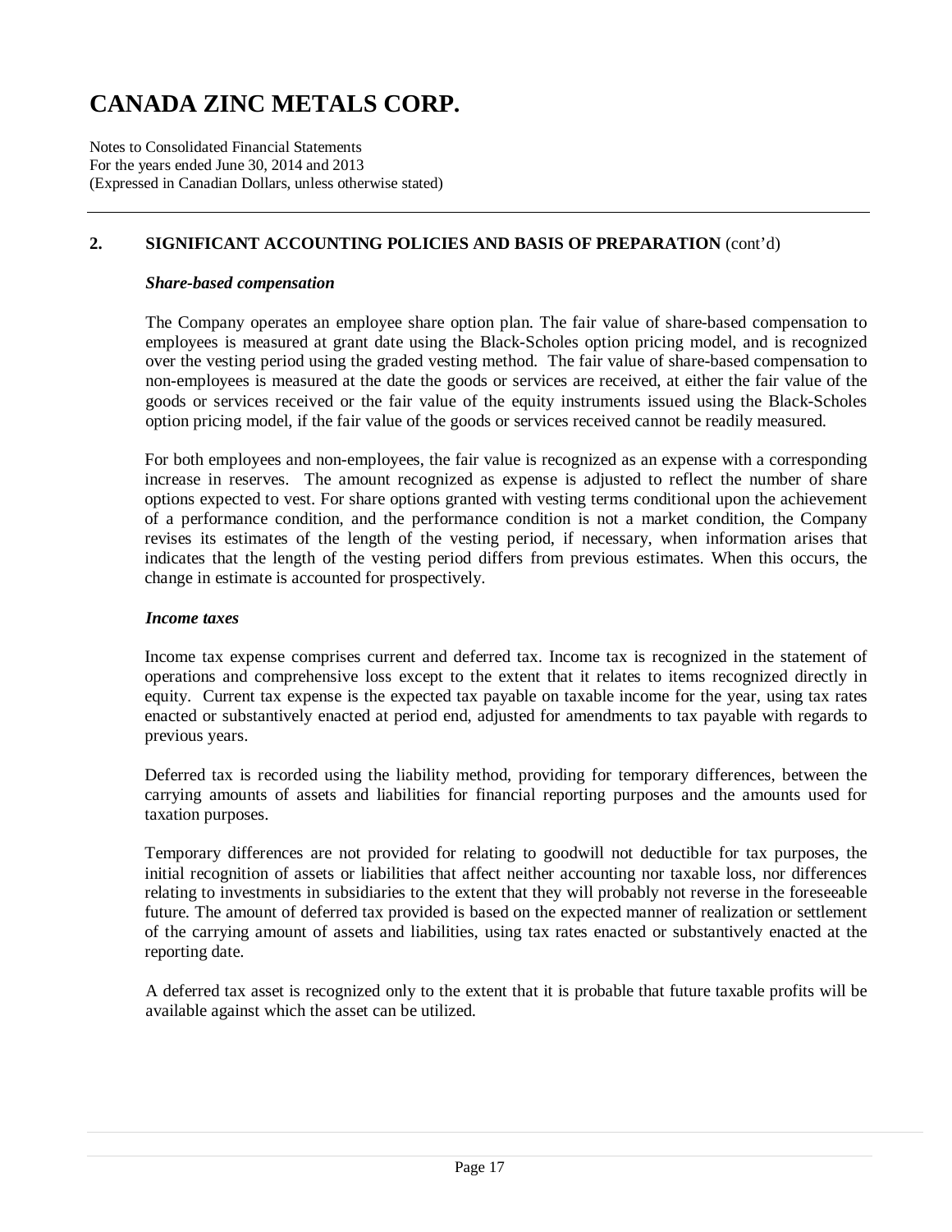## 2. SIGNIFICANT ACCOUNTING POLICIES AND BASIS OF PREPARATION (cont'd)

### *Share-based compensation*

The Company operates an employee share option plan. The fair value of share-based compensation to employees is measured at grant date using the Black-Scholes option pricing model, and is recognized over the vesting period using the graded vesting method. The fair value of share-based compensation to non-employees is measured at the date the goods or services are received, at either the fair value of the goods or services received or the fair value of the equity instruments issued using the Black-Scholes option pricing model, if the fair value of the goods or services received cannot be readily measured.

For both employees and non-employees, the fair value is recognized as an expense with a corresponding increase in reserves. The amount recognized as expense is adjusted to reflect the number of share options expected to vest. For share options granted with vesting terms conditional upon the achievement of a performance condition, and the performance condition is not a market condition, the Company revises its estimates of the length of the vesting period, if necessary, when information arises that indicates that the length of the vesting period differs from previous estimates. When this occurs, the change in estimate is accounted for prospectively.

### *Income taxes*

Income tax expense comprises current and deferred tax. Income tax is recognized in the statement of operations and comprehensive loss except to the extent that it relates to items recognized directly in equity. Current tax expense is the expected tax payable on taxable income for the year, using tax rates enacted or substantively enacted at period end, adjusted for amendments to tax payable with regards to previous years.

Deferred tax is recorded using the liability method, providing for temporary differences, between the carrying amounts of assets and liabilities for financial reporting purposes and the amounts used for taxation purposes.

Temporary differences are not provided for relating to goodwill not deductible for tax purposes, the initial recognition of assets or liabilities that affect neither accounting nor taxable loss, nor differences relating to investments in subsidiaries to the extent that they will probably not reverse in the foreseeable future. The amount of deferred tax provided is based on the expected manner of realization or settlement of the carrying amount of assets and liabilities, using tax rates enacted or substantively enacted at the reporting date.

A deferred tax asset is recognized only to the extent that it is probable that future taxable profits will be available against which the asset can be utilized.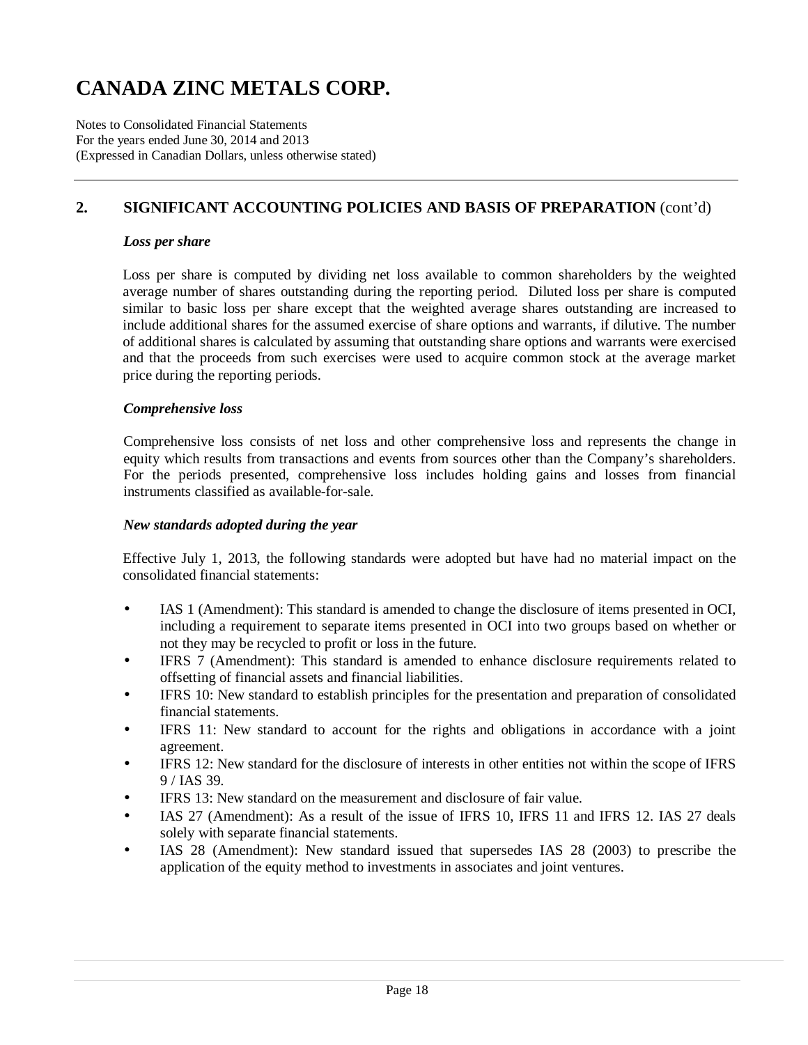## 2. SIGNIFICANT ACCOUNTING POLICIES AND BASIS OF PREPARATION (cont'd)

***Loss per share***

Loss per share is computed by dividing net loss available to common shareholders by the weighted average number of shares outstanding during the reporting period. Diluted loss per share is computed similar to basic loss per share except that the weighted average shares outstanding are increased to include additional shares for the assumed exercise of share options and warrants, if dilutive. The number of additional shares is calculated by assuming that outstanding share options and warrants were exercised and that the proceeds from such exercises were used to acquire common stock at the average market price during the reporting periods.

***Comprehensive loss***

Comprehensive loss consists of net loss and other comprehensive loss and represents the change in equity which results from transactions and events from sources other than the Company's shareholders. For the periods presented, comprehensive loss includes holding gains and losses from financial instruments classified as available-for-sale.

***New standards adopted during the year***

Effective July 1, 2013, the following standards were adopted but have had no material impact on the consolidated financial statements:

- IAS 1 (Amendment): This standard is amended to change the disclosure of items presented in OCI, including a requirement to separate items presented in OCI into two groups based on whether or not they may be recycled to profit or loss in the future.
- IFRS 7 (Amendment): This standard is amended to enhance disclosure requirements related to offsetting of financial assets and financial liabilities.
- IFRS 10: New standard to establish principles for the presentation and preparation of consolidated financial statements.
- IFRS 11: New standard to account for the rights and obligations in accordance with a joint agreement.
- IFRS 12: New standard for the disclosure of interests in other entities not within the scope of IFRS 9 / IAS 39.
- IFRS 13: New standard on the measurement and disclosure of fair value.
- IAS 27 (Amendment): As a result of the issue of IFRS 10, IFRS 11 and IFRS 12. IAS 27 deals solely with separate financial statements.
- IAS 28 (Amendment): New standard issued that supersedes IAS 28 (2003) to prescribe the application of the equity method to investments in associates and joint ventures.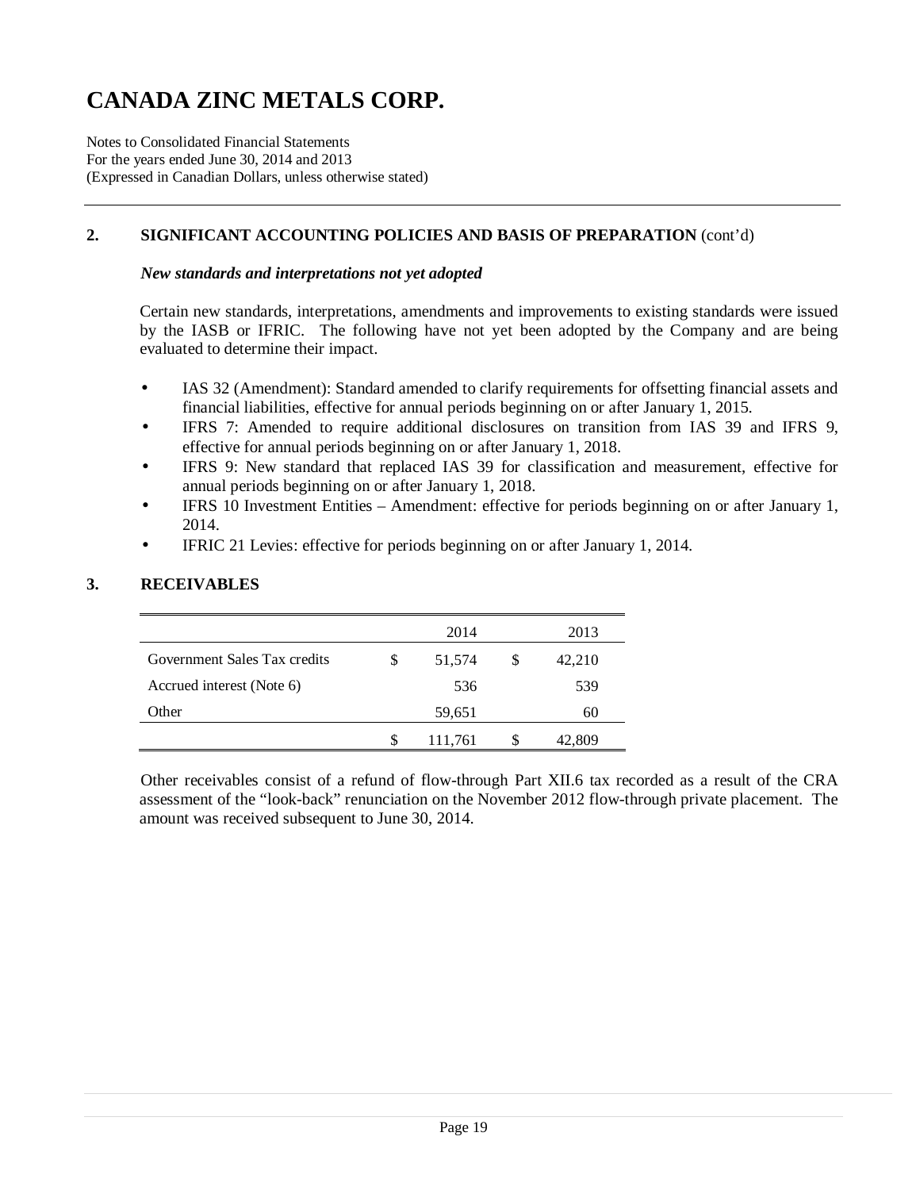# CANADA ZINC METALS CORP.

Notes to Consolidated Financial Statements
For the years ended June 30, 2014 and 2013
(Expressed in Canadian Dollars, unless otherwise stated)

## 2. SIGNIFICANT ACCOUNTING POLICIES AND BASIS OF PREPARATION (cont'd)

### *New standards and interpretations not yet adopted*

Certain new standards, interpretations, amendments and improvements to existing standards were issued by the IASB or IFRIC. The following have not yet been adopted by the Company and are being evaluated to determine their impact.

- IAS 32 (Amendment): Standard amended to clarify requirements for offsetting financial assets and financial liabilities, effective for annual periods beginning on or after January 1, 2015.
- IFRS 7: Amended to require additional disclosures on transition from IAS 39 and IFRS 9, effective for annual periods beginning on or after January 1, 2018.
- IFRS 9: New standard that replaced IAS 39 for classification and measurement, effective for annual periods beginning on or after January 1, 2018.
- IFRS 10 Investment Entities – Amendment: effective for periods beginning on or after January 1, 2014.
- IFRIC 21 Levies: effective for periods beginning on or after January 1, 2014.

## 3. RECEIVABLES

| | 2014 | 2013 |
|---|---|---|
| Government Sales Tax credits | $ 51,574 | $ 42,210 |
| Accrued interest (Note 6) | 536 | 539 |
| Other | 59,651 | 60 |
| | $ 111,761 | $ 42,809 |

Other receivables consist of a refund of flow-through Part XII.6 tax recorded as a result of the CRA assessment of the "look-back" renunciation on the November 2012 flow-through private placement. The amount was received subsequent to June 30, 2014.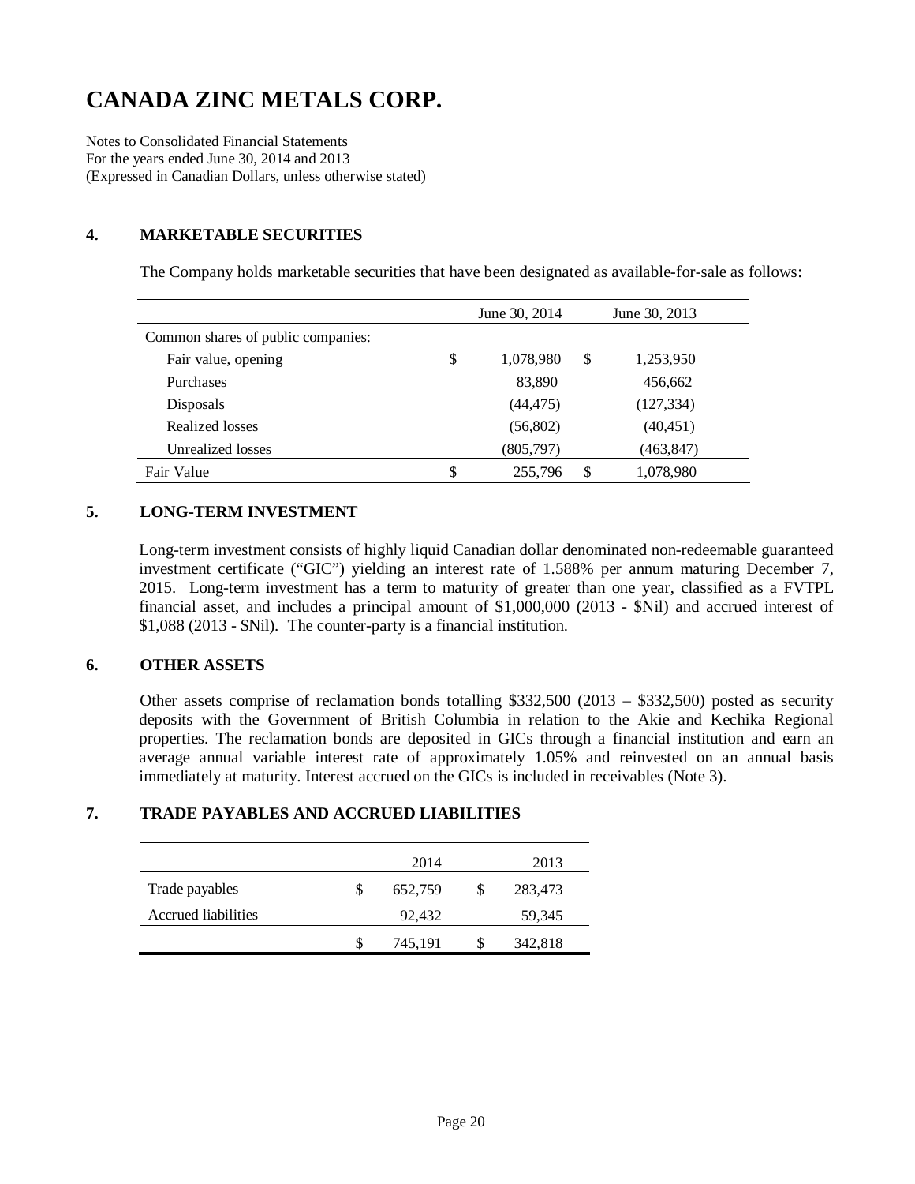# CANADA ZINC METALS CORP.

Notes to Consolidated Financial Statements
For the years ended June 30, 2014 and 2013
(Expressed in Canadian Dollars, unless otherwise stated)

## 4. MARKETABLE SECURITIES

The Company holds marketable securities that have been designated as available-for-sale as follows:

| | June 30, 2014 | June 30, 2013 |
|---|---|---|
| Common shares of public companies: | | |
| Fair value, opening | $ 1,078,980 | $ 1,253,950 |
| Purchases | 83,890 | 456,662 |
| Disposals | (44,475) | (127,334) |
| Realized losses | (56,802) | (40,451) |
| Unrealized losses | (805,797) | (463,847) |
| Fair Value | $ 255,796 | $ 1,078,980 |

## 5. LONG-TERM INVESTMENT

Long-term investment consists of highly liquid Canadian dollar denominated non-redeemable guaranteed investment certificate ("GIC") yielding an interest rate of 1.588% per annum maturing December 7, 2015. Long-term investment has a term to maturity of greater than one year, classified as a FVTPL financial asset, and includes a principal amount of $1,000,000 (2013 - $Nil) and accrued interest of $1,088 (2013 - $Nil). The counter-party is a financial institution.

## 6. OTHER ASSETS

Other assets comprise of reclamation bonds totalling $332,500 (2013 – $332,500) posted as security deposits with the Government of British Columbia in relation to the Akie and Kechika Regional properties. The reclamation bonds are deposited in GICs through a financial institution and earn an average annual variable interest rate of approximately 1.05% and reinvested on an annual basis immediately at maturity. Interest accrued on the GICs is included in receivables (Note 3).

## 7. TRADE PAYABLES AND ACCRUED LIABILITIES

| | 2014 | 2013 |
|---|---|---|
| Trade payables | $ 652,759 | $ 283,473 |
| Accrued liabilities | 92,432 | 59,345 |
| | $ 745,191 | $ 342,818 |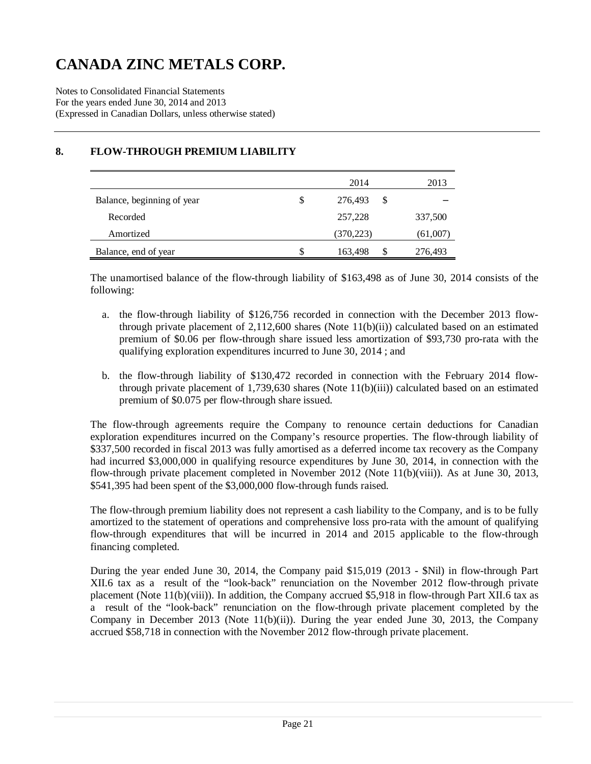# CANADA ZINC METALS CORP.

Notes to Consolidated Financial Statements
For the years ended June 30, 2014 and 2013
(Expressed in Canadian Dollars, unless otherwise stated)

## 8. FLOW-THROUGH PREMIUM LIABILITY

| | 2014 | 2013 |
|---|---|---|
| Balance, beginning of year | $ 276,493 | $ – |
| Recorded | 257,228 | 337,500 |
| Amortized | (370,223) | (61,007) |
| Balance, end of year | $ 163,498 | $ 276,493 |

The unamortised balance of the flow-through liability of $163,498 as of June 30, 2014 consists of the following:

a. the flow-through liability of $126,756 recorded in connection with the December 2013 flow-through private placement of 2,112,600 shares (Note 11(b)(ii)) calculated based on an estimated premium of $0.06 per flow-through share issued less amortization of $93,730 pro-rata with the qualifying exploration expenditures incurred to June 30, 2014 ; and

b. the flow-through liability of $130,472 recorded in connection with the February 2014 flow-through private placement of 1,739,630 shares (Note 11(b)(iii)) calculated based on an estimated premium of $0.075 per flow-through share issued.

The flow-through agreements require the Company to renounce certain deductions for Canadian exploration expenditures incurred on the Company's resource properties. The flow-through liability of $337,500 recorded in fiscal 2013 was fully amortised as a deferred income tax recovery as the Company had incurred $3,000,000 in qualifying resource expenditures by June 30, 2014, in connection with the flow-through private placement completed in November 2012 (Note 11(b)(viii)). As at June 30, 2013, $541,395 had been spent of the $3,000,000 flow-through funds raised.

The flow-through premium liability does not represent a cash liability to the Company, and is to be fully amortized to the statement of operations and comprehensive loss pro-rata with the amount of qualifying flow-through expenditures that will be incurred in 2014 and 2015 applicable to the flow-through financing completed.

During the year ended June 30, 2014, the Company paid $15,019 (2013 - $Nil) in flow-through Part XII.6 tax as a result of the "look-back" renunciation on the November 2012 flow-through private placement (Note 11(b)(viii)). In addition, the Company accrued $5,918 in flow-through Part XII.6 tax as a result of the "look-back" renunciation on the flow-through private placement completed by the Company in December 2013 (Note 11(b)(ii)). During the year ended June 30, 2013, the Company accrued $58,718 in connection with the November 2012 flow-through private placement.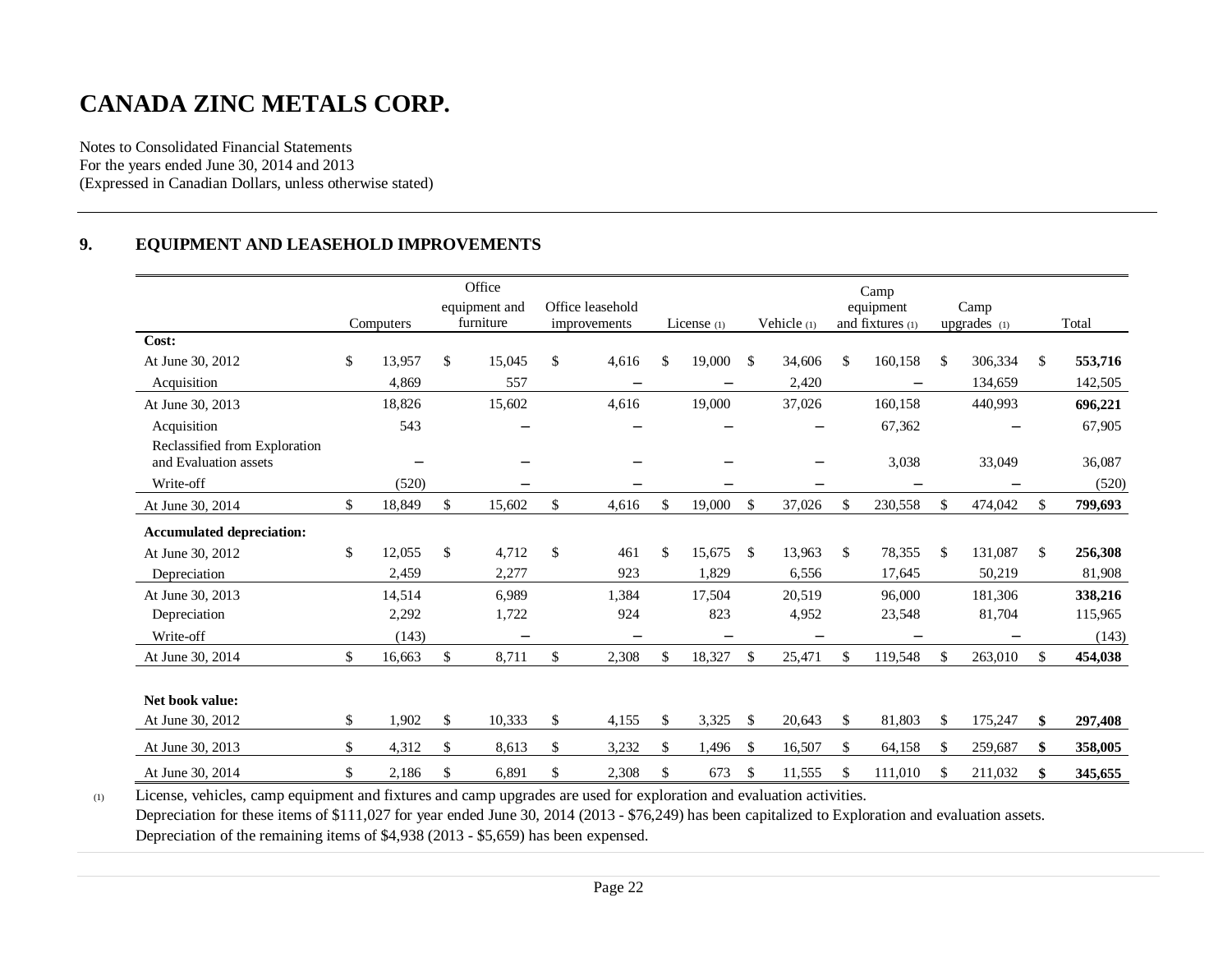# CANADA ZINC METALS CORP.

Notes to Consolidated Financial Statements
For the years ended June 30, 2014 and 2013
(Expressed in Canadian Dollars, unless otherwise stated)

## 9. EQUIPMENT AND LEASEHOLD IMPROVEMENTS

| | Computers | Office equipment and furniture | Office leasehold improvements | License (1) | Vehicle (1) | Camp equipment and fixtures (1) | Camp upgrades (1) | Total |
|---|---|---|---|---|---|---|---|---|
| **Cost:** | | | | | | | | |
| At June 30, 2012 | $ 13,957 | $ 15,045 | $ 4,616 | $ 19,000 | $ 34,606 | $ 160,158 | $ 306,334 | $ **553,716** |
| Acquisition | 4,869 | 557 | – | – | 2,420 | – | 134,659 | 142,505 |
| At June 30, 2013 | 18,826 | 15,602 | 4,616 | 19,000 | 37,026 | 160,158 | 440,993 | **696,221** |
| Acquisition | 543 | – | – | – | – | 67,362 | – | 67,905 |
| Reclassified from Exploration and Evaluation assets | – | – | – | – | – | 3,038 | 33,049 | 36,087 |
| Write-off | (520) | – | – | – | – | – | – | (520) |
| At June 30, 2014 | $ 18,849 | $ 15,602 | $ 4,616 | $ 19,000 | $ 37,026 | $ 230,558 | $ 474,042 | $ **799,693** |
| **Accumulated depreciation:** | | | | | | | | |
| At June 30, 2012 | $ 12,055 | $ 4,712 | $ 461 | $ 15,675 | $ 13,963 | $ 78,355 | $ 131,087 | $ **256,308** |
| Depreciation | 2,459 | 2,277 | 923 | 1,829 | 6,556 | 17,645 | 50,219 | 81,908 |
| At June 30, 2013 | 14,514 | 6,989 | 1,384 | 17,504 | 20,519 | 96,000 | 181,306 | **338,216** |
| Depreciation | 2,292 | 1,722 | 924 | 823 | 4,952 | 23,548 | 81,704 | 115,965 |
| Write-off | (143) | – | – | – | – | – | – | (143) |
| At June 30, 2014 | $ 16,663 | $ 8,711 | $ 2,308 | $ 18,327 | $ 25,471 | $ 119,548 | $ 263,010 | $ **454,038** |
| **Net book value:** | | | | | | | | |
| At June 30, 2012 | $ 1,902 | $ 10,333 | $ 4,155 | $ 3,325 | $ 20,643 | $ 81,803 | $ 175,247 | **$ 297,408** |
| At June 30, 2013 | $ 4,312 | $ 8,613 | $ 3,232 | $ 1,496 | $ 16,507 | $ 64,158 | $ 259,687 | **$ 358,005** |
| At June 30, 2014 | $ 2,186 | $ 6,891 | $ 2,308 | $ 673 | $ 11,555 | $ 111,010 | $ 211,032 | **$ 345,655** |

(1) License, vehicles, camp equipment and fixtures and camp upgrades are used for exploration and evaluation activities.
Depreciation for these items of $111,027 for year ended June 30, 2014 (2013 - $76,249) has been capitalized to Exploration and evaluation assets.
Depreciation of the remaining items of $4,938 (2013 - $5,659) has been expensed.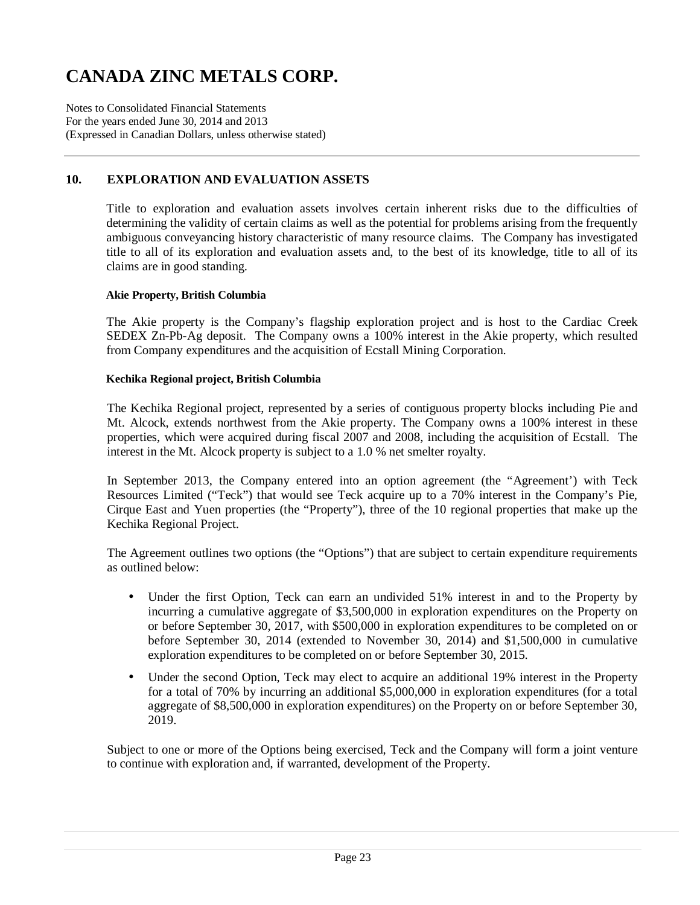## 10. EXPLORATION AND EVALUATION ASSETS

Title to exploration and evaluation assets involves certain inherent risks due to the difficulties of determining the validity of certain claims as well as the potential for problems arising from the frequently ambiguous conveyancing history characteristic of many resource claims. The Company has investigated title to all of its exploration and evaluation assets and, to the best of its knowledge, title to all of its claims are in good standing.

### Akie Property, British Columbia

The Akie property is the Company's flagship exploration project and is host to the Cardiac Creek SEDEX Zn-Pb-Ag deposit. The Company owns a 100% interest in the Akie property, which resulted from Company expenditures and the acquisition of Ecstall Mining Corporation.

### Kechika Regional project, British Columbia

The Kechika Regional project, represented by a series of contiguous property blocks including Pie and Mt. Alcock, extends northwest from the Akie property. The Company owns a 100% interest in these properties, which were acquired during fiscal 2007 and 2008, including the acquisition of Ecstall. The interest in the Mt. Alcock property is subject to a 1.0 % net smelter royalty.

In September 2013, the Company entered into an option agreement (the "Agreement') with Teck Resources Limited ("Teck") that would see Teck acquire up to a 70% interest in the Company's Pie, Cirque East and Yuen properties (the "Property"), three of the 10 regional properties that make up the Kechika Regional Project.

The Agreement outlines two options (the "Options") that are subject to certain expenditure requirements as outlined below:

- Under the first Option, Teck can earn an undivided 51% interest in and to the Property by incurring a cumulative aggregate of $3,500,000 in exploration expenditures on the Property on or before September 30, 2017, with $500,000 in exploration expenditures to be completed on or before September 30, 2014 (extended to November 30, 2014) and $1,500,000 in cumulative exploration expenditures to be completed on or before September 30, 2015.
- Under the second Option, Teck may elect to acquire an additional 19% interest in the Property for a total of 70% by incurring an additional $5,000,000 in exploration expenditures (for a total aggregate of $8,500,000 in exploration expenditures) on the Property on or before September 30, 2019.

Subject to one or more of the Options being exercised, Teck and the Company will form a joint venture to continue with exploration and, if warranted, development of the Property.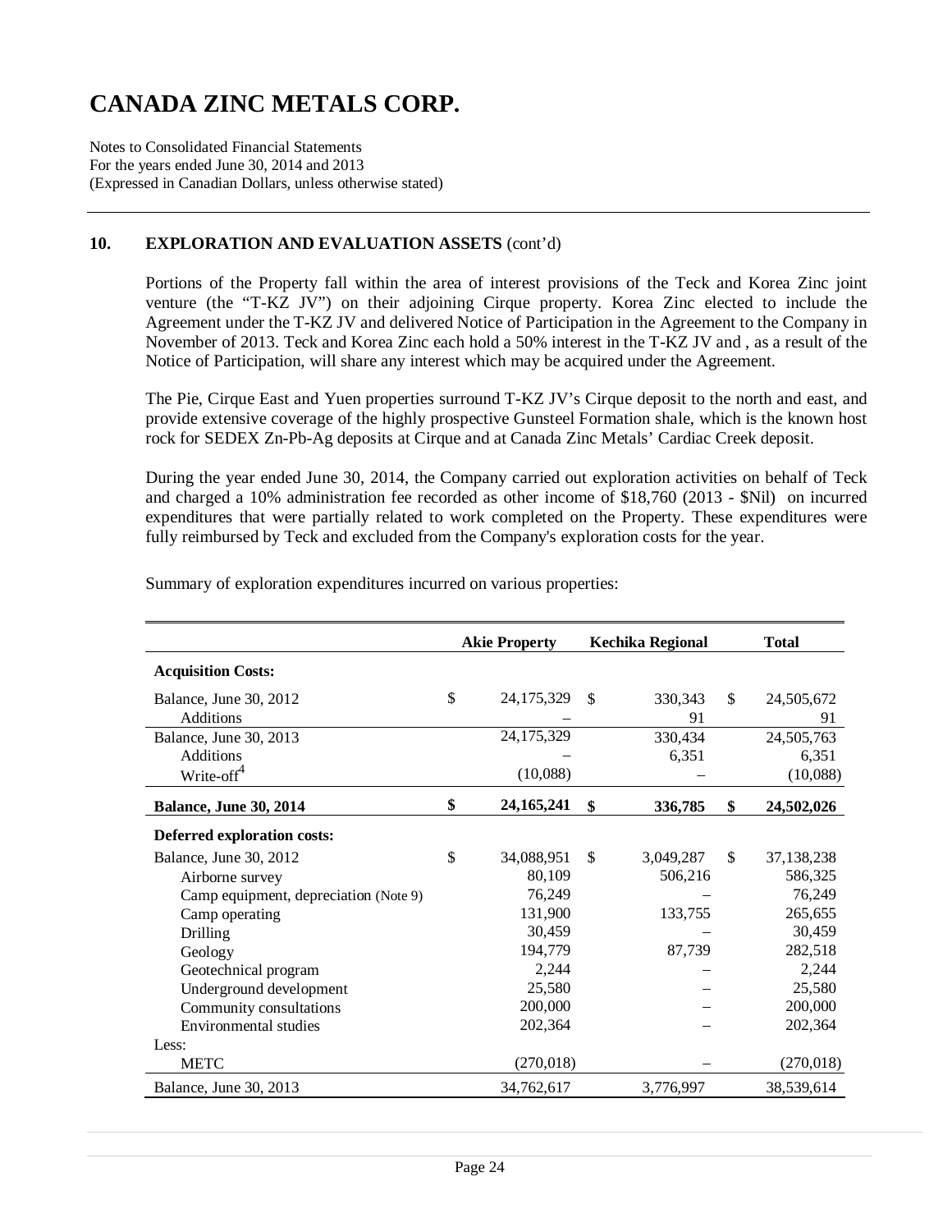# CANADA ZINC METALS CORP.

Notes to Consolidated Financial Statements
For the years ended June 30, 2014 and 2013
(Expressed in Canadian Dollars, unless otherwise stated)

## 10. EXPLORATION AND EVALUATION ASSETS (cont'd)

Portions of the Property fall within the area of interest provisions of the Teck and Korea Zinc joint venture (the "T-KZ JV") on their adjoining Cirque property. Korea Zinc elected to include the Agreement under the T-KZ JV and delivered Notice of Participation in the Agreement to the Company in November of 2013. Teck and Korea Zinc each hold a 50% interest in the T-KZ JV and , as a result of the Notice of Participation, will share any interest which may be acquired under the Agreement.

The Pie, Cirque East and Yuen properties surround T-KZ JV's Cirque deposit to the north and east, and provide extensive coverage of the highly prospective Gunsteel Formation shale, which is the known host rock for SEDEX Zn-Pb-Ag deposits at Cirque and at Canada Zinc Metals' Cardiac Creek deposit.

During the year ended June 30, 2014, the Company carried out exploration activities on behalf of Teck and charged a 10% administration fee recorded as other income of $18,760 (2013 - $Nil) on incurred expenditures that were partially related to work completed on the Property. These expenditures were fully reimbursed by Teck and excluded from the Company's exploration costs for the year.

Summary of exploration expenditures incurred on various properties:

| | Akie Property | Kechika Regional | Total |
|---|---|---|---|
| **Acquisition Costs:** | | | |
| Balance, June 30, 2012 | $ 24,175,329 | $ 330,343 | $ 24,505,672 |
| Additions | – | 91 | 91 |
| Balance, June 30, 2013 | 24,175,329 | 330,434 | 24,505,763 |
| Additions | – | 6,351 | 6,351 |
| Write-off[4] | (10,088) | – | (10,088) |
| **Balance, June 30, 2014** | **$ 24,165,241** | **$ 336,785** | **$ 24,502,026** |
| **Deferred exploration costs:** | | | |
| Balance, June 30, 2012 | $ 34,088,951 | $ 3,049,287 | $ 37,138,238 |
| Airborne survey | 80,109 | 506,216 | 586,325 |
| Camp equipment, depreciation (Note 9) | 76,249 | – | 76,249 |
| Camp operating | 131,900 | 133,755 | 265,655 |
| Drilling | 30,459 | – | 30,459 |
| Geology | 194,779 | 87,739 | 282,518 |
| Geotechnical program | 2,244 | – | 2,244 |
| Underground development | 25,580 | – | 25,580 |
| Community consultations | 200,000 | – | 200,000 |
| Environmental studies | 202,364 | – | 202,364 |
| Less: | | | |
| METC | (270,018) | – | (270,018) |
| Balance, June 30, 2013 | 34,762,617 | 3,776,997 | 38,539,614 |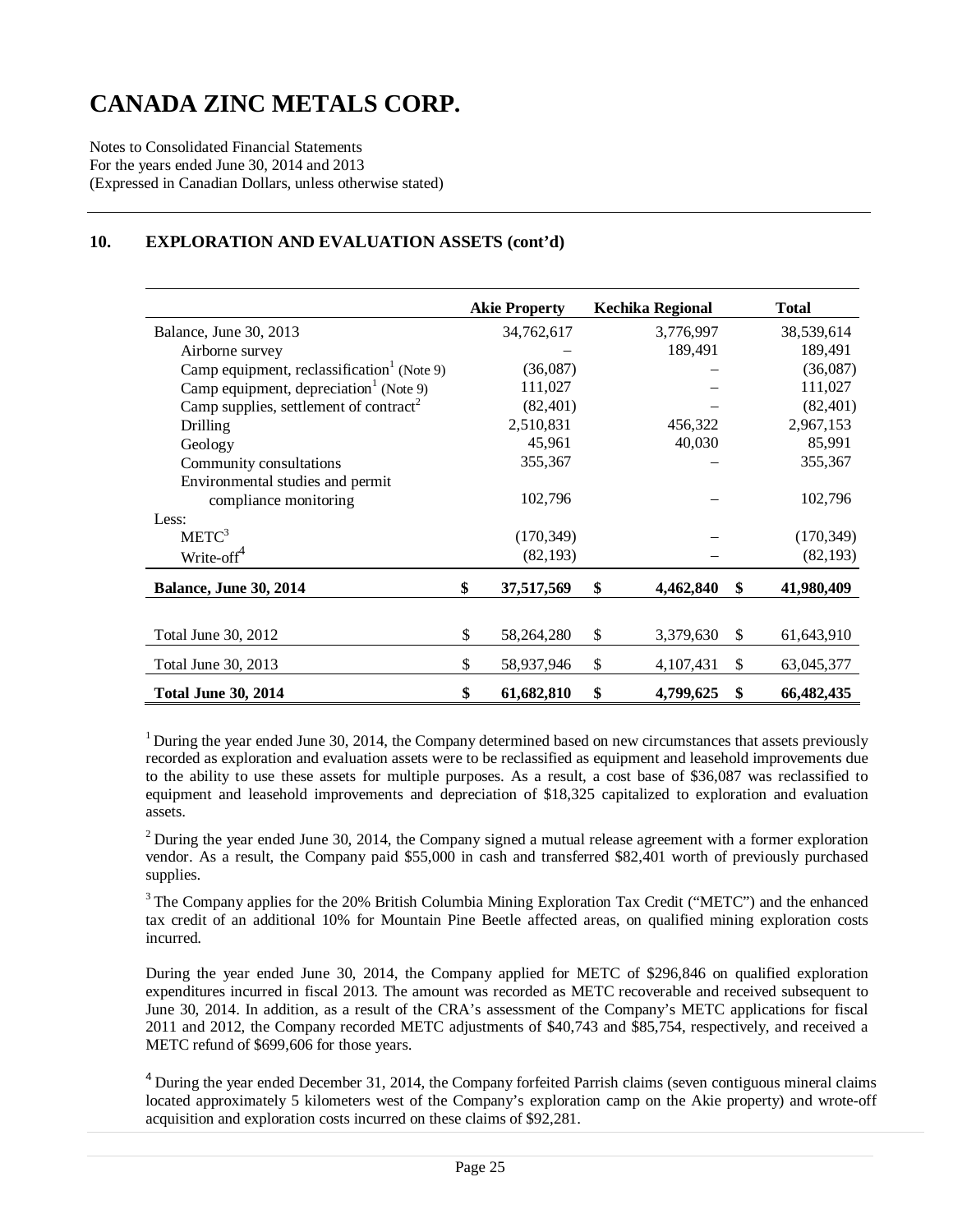# CANADA ZINC METALS CORP.

Notes to Consolidated Financial Statements
For the years ended June 30, 2014 and 2013
(Expressed in Canadian Dollars, unless otherwise stated)

## 10. EXPLORATION AND EVALUATION ASSETS (cont'd)

| | Akie Property | Kechika Regional | Total |
|---|---|---|---|
| Balance, June 30, 2013 | 34,762,617 | 3,776,997 | 38,539,614 |
| Airborne survey | – | 189,491 | 189,491 |
| Camp equipment, reclassification[1] (Note 9) | (36,087) | – | (36,087) |
| Camp equipment, depreciation[1] (Note 9) | 111,027 | – | 111,027 |
| Camp supplies, settlement of contract[2] | (82,401) | – | (82,401) |
| Drilling | 2,510,831 | 456,322 | 2,967,153 |
| Geology | 45,961 | 40,030 | 85,991 |
| Community consultations | 355,367 | – | 355,367 |
| Environmental studies and permit compliance monitoring | 102,796 | – | 102,796 |
| Less: | | | |
| METC[3] | (170,349) | – | (170,349) |
| Write-off[4] | (82,193) | – | (82,193) |
| **Balance, June 30, 2014** | **$ 37,517,569** | **$ 4,462,840** | **$ 41,980,409** |
| | | | |
| Total June 30, 2012 | $ 58,264,280 | $ 3,379,630 | $ 61,643,910 |
| Total June 30, 2013 | $ 58,937,946 | $ 4,107,431 | $ 63,045,377 |
| **Total June 30, 2014** | **$ 61,682,810** | **$ 4,799,625** | **$ 66,482,435** |

[1] During the year ended June 30, 2014, the Company determined based on new circumstances that assets previously recorded as exploration and evaluation assets were to be reclassified as equipment and leasehold improvements due to the ability to use these assets for multiple purposes. As a result, a cost base of $36,087 was reclassified to equipment and leasehold improvements and depreciation of $18,325 capitalized to exploration and evaluation assets.

[2] During the year ended June 30, 2014, the Company signed a mutual release agreement with a former exploration vendor. As a result, the Company paid $55,000 in cash and transferred $82,401 worth of previously purchased supplies.

[3] The Company applies for the 20% British Columbia Mining Exploration Tax Credit ("METC") and the enhanced tax credit of an additional 10% for Mountain Pine Beetle affected areas, on qualified mining exploration costs incurred.

During the year ended June 30, 2014, the Company applied for METC of $296,846 on qualified exploration expenditures incurred in fiscal 2013. The amount was recorded as METC recoverable and received subsequent to June 30, 2014. In addition, as a result of the CRA's assessment of the Company's METC applications for fiscal 2011 and 2012, the Company recorded METC adjustments of $40,743 and $85,754, respectively, and received a METC refund of $699,606 for those years.

[4] During the year ended December 31, 2014, the Company forfeited Parrish claims (seven contiguous mineral claims located approximately 5 kilometers west of the Company's exploration camp on the Akie property) and wrote-off acquisition and exploration costs incurred on these claims of $92,281.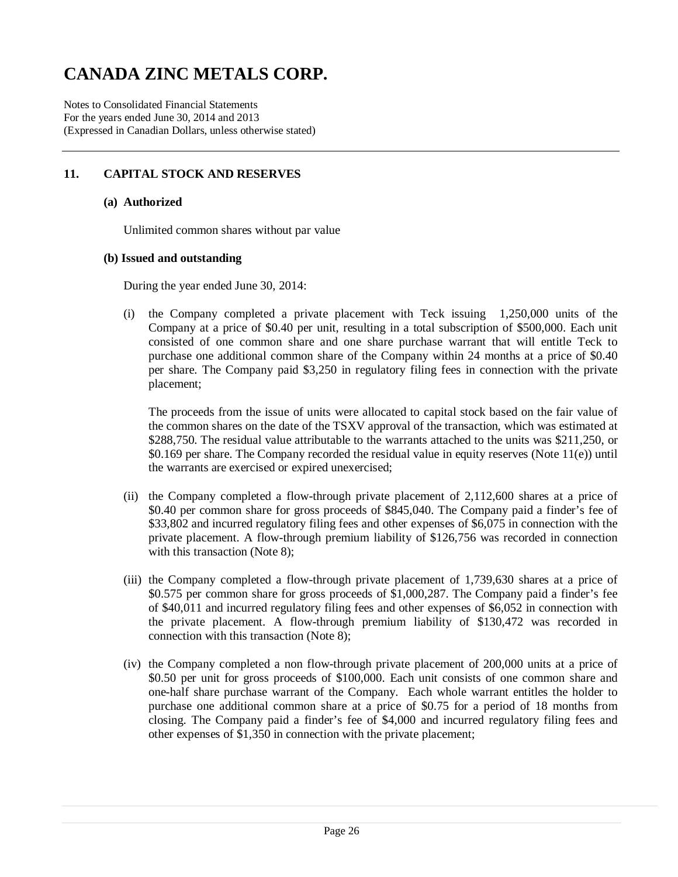# CANADA ZINC METALS CORP.

Notes to Consolidated Financial Statements
For the years ended June 30, 2014 and 2013
(Expressed in Canadian Dollars, unless otherwise stated)

## 11. CAPITAL STOCK AND RESERVES

### (a) Authorized

Unlimited common shares without par value

### (b) Issued and outstanding

During the year ended June 30, 2014:

(i) the Company completed a private placement with Teck issuing 1,250,000 units of the Company at a price of $0.40 per unit, resulting in a total subscription of $500,000. Each unit consisted of one common share and one share purchase warrant that will entitle Teck to purchase one additional common share of the Company within 24 months at a price of $0.40 per share. The Company paid $3,250 in regulatory filing fees in connection with the private placement;

The proceeds from the issue of units were allocated to capital stock based on the fair value of the common shares on the date of the TSXV approval of the transaction, which was estimated at $288,750. The residual value attributable to the warrants attached to the units was $211,250, or $0.169 per share. The Company recorded the residual value in equity reserves (Note 11(e)) until the warrants are exercised or expired unexercised;

(ii) the Company completed a flow-through private placement of 2,112,600 shares at a price of $0.40 per common share for gross proceeds of $845,040. The Company paid a finder's fee of $33,802 and incurred regulatory filing fees and other expenses of $6,075 in connection with the private placement. A flow-through premium liability of $126,756 was recorded in connection with this transaction (Note 8);

(iii) the Company completed a flow-through private placement of 1,739,630 shares at a price of $0.575 per common share for gross proceeds of $1,000,287. The Company paid a finder's fee of $40,011 and incurred regulatory filing fees and other expenses of $6,052 in connection with the private placement. A flow-through premium liability of $130,472 was recorded in connection with this transaction (Note 8);

(iv) the Company completed a non flow-through private placement of 200,000 units at a price of $0.50 per unit for gross proceeds of $100,000. Each unit consists of one common share and one-half share purchase warrant of the Company. Each whole warrant entitles the holder to purchase one additional common share at a price of $0.75 for a period of 18 months from closing. The Company paid a finder's fee of $4,000 and incurred regulatory filing fees and other expenses of $1,350 in connection with the private placement;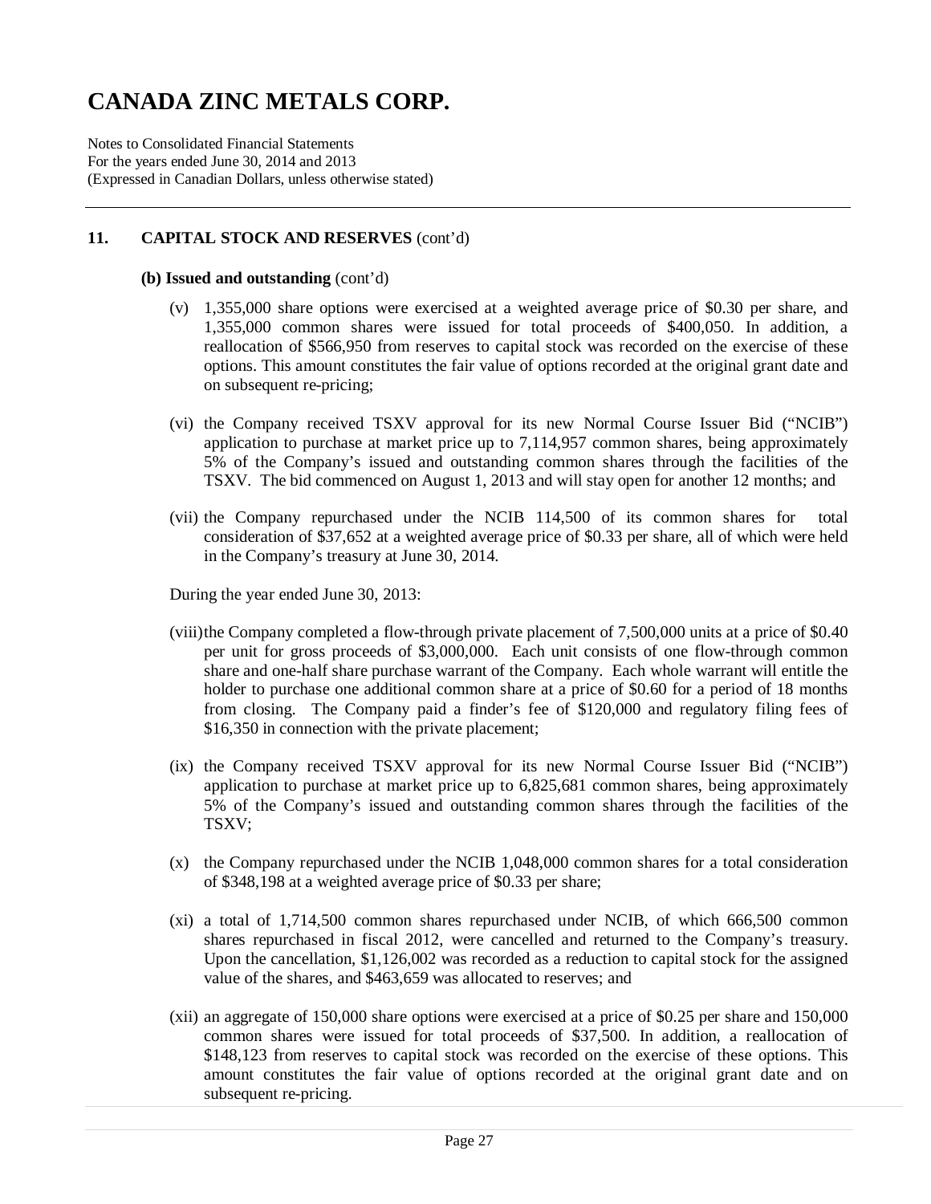# CANADA ZINC METALS CORP.

Notes to Consolidated Financial Statements
For the years ended June 30, 2014 and 2013
(Expressed in Canadian Dollars, unless otherwise stated)

## 11. CAPITAL STOCK AND RESERVES (cont'd)

**(b) Issued and outstanding** (cont'd)

(v) 1,355,000 share options were exercised at a weighted average price of $0.30 per share, and 1,355,000 common shares were issued for total proceeds of $400,050. In addition, a reallocation of $566,950 from reserves to capital stock was recorded on the exercise of these options. This amount constitutes the fair value of options recorded at the original grant date and on subsequent re-pricing;

(vi) the Company received TSXV approval for its new Normal Course Issuer Bid ("NCIB") application to purchase at market price up to 7,114,957 common shares, being approximately 5% of the Company's issued and outstanding common shares through the facilities of the TSXV. The bid commenced on August 1, 2013 and will stay open for another 12 months; and

(vii) the Company repurchased under the NCIB 114,500 of its common shares for total consideration of $37,652 at a weighted average price of $0.33 per share, all of which were held in the Company's treasury at June 30, 2014.

During the year ended June 30, 2013:

(viii) the Company completed a flow-through private placement of 7,500,000 units at a price of $0.40 per unit for gross proceeds of $3,000,000. Each unit consists of one flow-through common share and one-half share purchase warrant of the Company. Each whole warrant will entitle the holder to purchase one additional common share at a price of $0.60 for a period of 18 months from closing. The Company paid a finder's fee of $120,000 and regulatory filing fees of $16,350 in connection with the private placement;

(ix) the Company received TSXV approval for its new Normal Course Issuer Bid ("NCIB") application to purchase at market price up to 6,825,681 common shares, being approximately 5% of the Company's issued and outstanding common shares through the facilities of the TSXV;

(x) the Company repurchased under the NCIB 1,048,000 common shares for a total consideration of $348,198 at a weighted average price of $0.33 per share;

(xi) a total of 1,714,500 common shares repurchased under NCIB, of which 666,500 common shares repurchased in fiscal 2012, were cancelled and returned to the Company's treasury. Upon the cancellation, $1,126,002 was recorded as a reduction to capital stock for the assigned value of the shares, and $463,659 was allocated to reserves; and

(xii) an aggregate of 150,000 share options were exercised at a price of $0.25 per share and 150,000 common shares were issued for total proceeds of $37,500. In addition, a reallocation of $148,123 from reserves to capital stock was recorded on the exercise of these options. This amount constitutes the fair value of options recorded at the original grant date and on subsequent re-pricing.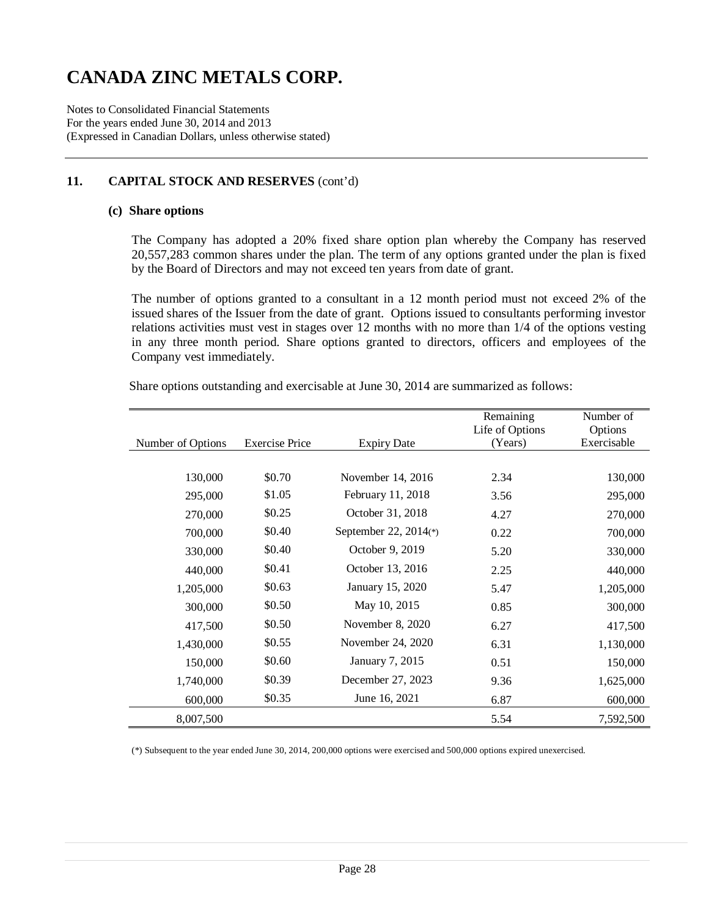# CANADA ZINC METALS CORP.

Notes to Consolidated Financial Statements
For the years ended June 30, 2014 and 2013
(Expressed in Canadian Dollars, unless otherwise stated)

## 11. CAPITAL STOCK AND RESERVES (cont'd)

### (c) Share options

The Company has adopted a 20% fixed share option plan whereby the Company has reserved 20,557,283 common shares under the plan. The term of any options granted under the plan is fixed by the Board of Directors and may not exceed ten years from date of grant.

The number of options granted to a consultant in a 12 month period must not exceed 2% of the issued shares of the Issuer from the date of grant. Options issued to consultants performing investor relations activities must vest in stages over 12 months with no more than 1/4 of the options vesting in any three month period. Share options granted to directors, officers and employees of the Company vest immediately.

Share options outstanding and exercisable at June 30, 2014 are summarized as follows:

| Number of Options | Exercise Price | Expiry Date | Remaining Life of Options (Years) | Number of Options Exercisable |
|---|---|---|---|---|
| 130,000 | $0.70 | November 14, 2016 | 2.34 | 130,000 |
| 295,000 | $1.05 | February 11, 2018 | 3.56 | 295,000 |
| 270,000 | $0.25 | October 31, 2018 | 4.27 | 270,000 |
| 700,000 | $0.40 | September 22, 2014(*) | 0.22 | 700,000 |
| 330,000 | $0.40 | October 9, 2019 | 5.20 | 330,000 |
| 440,000 | $0.41 | October 13, 2016 | 2.25 | 440,000 |
| 1,205,000 | $0.63 | January 15, 2020 | 5.47 | 1,205,000 |
| 300,000 | $0.50 | May 10, 2015 | 0.85 | 300,000 |
| 417,500 | $0.50 | November 8, 2020 | 6.27 | 417,500 |
| 1,430,000 | $0.55 | November 24, 2020 | 6.31 | 1,130,000 |
| 150,000 | $0.60 | January 7, 2015 | 0.51 | 150,000 |
| 1,740,000 | $0.39 | December 27, 2023 | 9.36 | 1,625,000 |
| 600,000 | $0.35 | June 16, 2021 | 6.87 | 600,000 |
| 8,007,500 | | | 5.54 | 7,592,500 |

(*) Subsequent to the year ended June 30, 2014, 200,000 options were exercised and 500,000 options expired unexercised.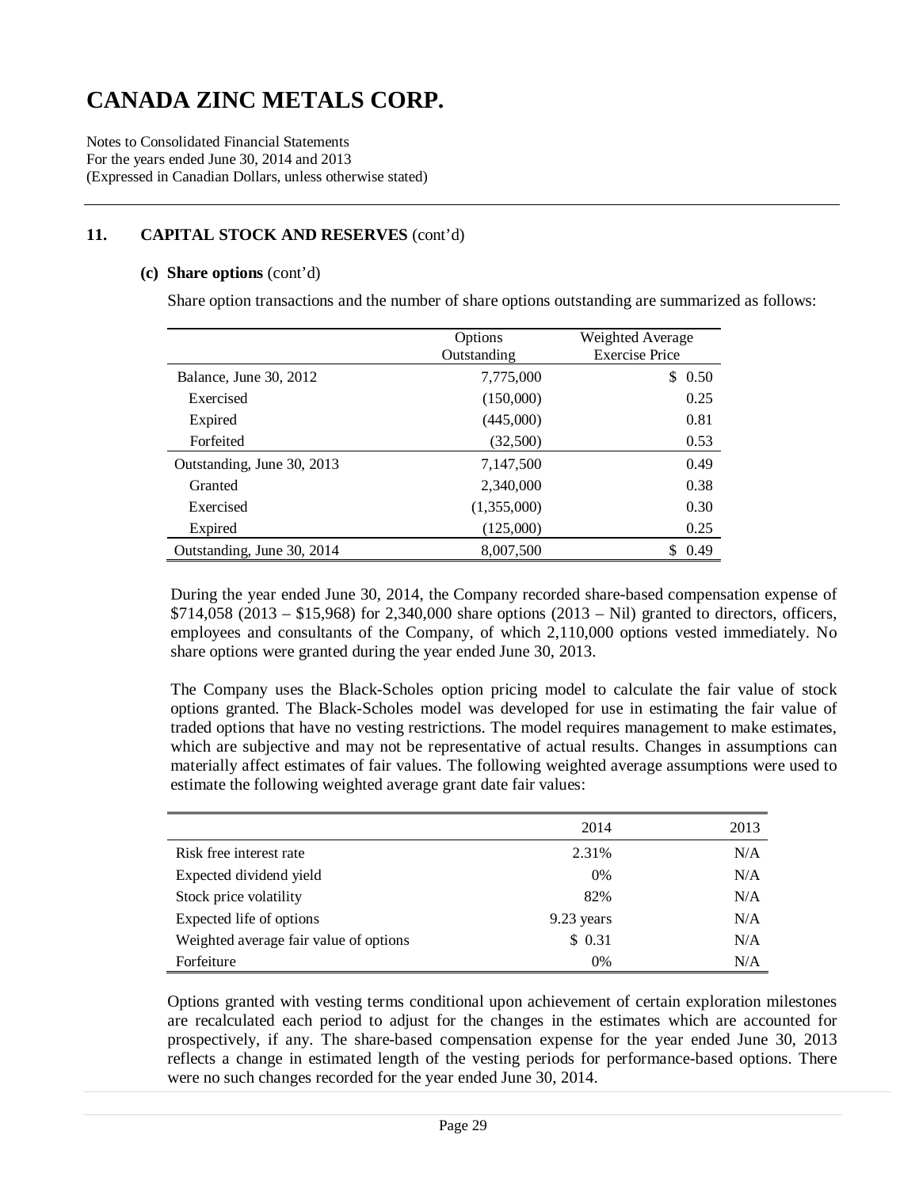# CANADA ZINC METALS CORP.

Notes to Consolidated Financial Statements
For the years ended June 30, 2014 and 2013
(Expressed in Canadian Dollars, unless otherwise stated)

## 11. CAPITAL STOCK AND RESERVES (cont'd)

### (c) Share options (cont'd)

Share option transactions and the number of share options outstanding are summarized as follows:

| | Options Outstanding | Weighted Average Exercise Price |
|---|---|---|
| Balance, June 30, 2012 | 7,775,000 | $ 0.50 |
| Exercised | (150,000) | 0.25 |
| Expired | (445,000) | 0.81 |
| Forfeited | (32,500) | 0.53 |
| Outstanding, June 30, 2013 | 7,147,500 | 0.49 |
| Granted | 2,340,000 | 0.38 |
| Exercised | (1,355,000) | 0.30 |
| Expired | (125,000) | 0.25 |
| Outstanding, June 30, 2014 | 8,007,500 | $ 0.49 |

During the year ended June 30, 2014, the Company recorded share-based compensation expense of $714,058 (2013 – $15,968) for 2,340,000 share options (2013 – Nil) granted to directors, officers, employees and consultants of the Company, of which 2,110,000 options vested immediately. No share options were granted during the year ended June 30, 2013.

The Company uses the Black-Scholes option pricing model to calculate the fair value of stock options granted. The Black-Scholes model was developed for use in estimating the fair value of traded options that have no vesting restrictions. The model requires management to make estimates, which are subjective and may not be representative of actual results. Changes in assumptions can materially affect estimates of fair values. The following weighted average assumptions were used to estimate the following weighted average grant date fair values:

| | 2014 | 2013 |
|---|---|---|
| Risk free interest rate | 2.31% | N/A |
| Expected dividend yield | 0% | N/A |
| Stock price volatility | 82% | N/A |
| Expected life of options | 9.23 years | N/A |
| Weighted average fair value of options | $ 0.31 | N/A |
| Forfeiture | 0% | N/A |

Options granted with vesting terms conditional upon achievement of certain exploration milestones are recalculated each period to adjust for the changes in the estimates which are accounted for prospectively, if any. The share-based compensation expense for the year ended June 30, 2013 reflects a change in estimated length of the vesting periods for performance-based options. There were no such changes recorded for the year ended June 30, 2014.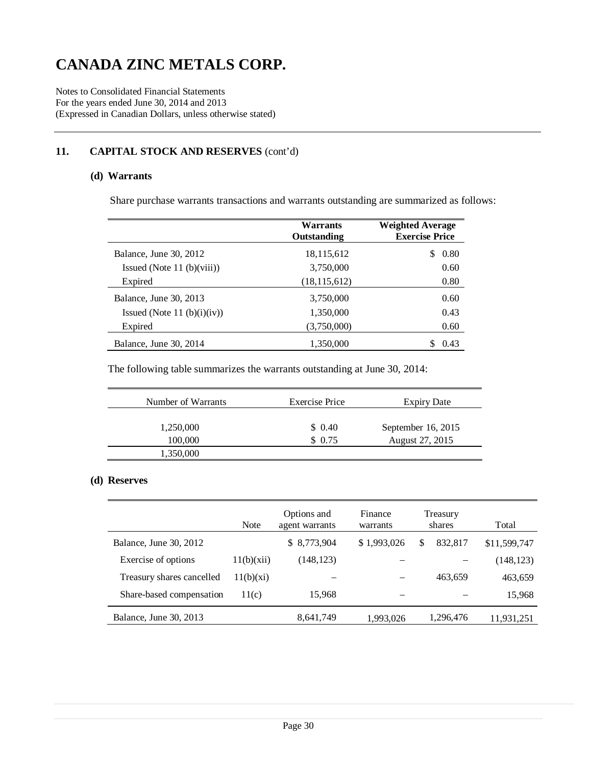# CANADA ZINC METALS CORP.

Notes to Consolidated Financial Statements
For the years ended June 30, 2014 and 2013
(Expressed in Canadian Dollars, unless otherwise stated)

## 11. CAPITAL STOCK AND RESERVES (cont'd)

### (d) Warrants

Share purchase warrants transactions and warrants outstanding are summarized as follows:

| | Warrants Outstanding | Weighted Average Exercise Price |
|---|---|---|
| Balance, June 30, 2012 | 18,115,612 | $ 0.80 |
| Issued (Note 11 (b)(viii)) | 3,750,000 | 0.60 |
| Expired | (18,115,612) | 0.80 |
| Balance, June 30, 2013 | 3,750,000 | 0.60 |
| Issued (Note 11 (b)(i)(iv)) | 1,350,000 | 0.43 |
| Expired | (3,750,000) | 0.60 |
| Balance, June 30, 2014 | 1,350,000 | $ 0.43 |

The following table summarizes the warrants outstanding at June 30, 2014:

| Number of Warrants | Exercise Price | Expiry Date |
|---|---|---|
| 1,250,000 | $ 0.40 | September 16, 2015 |
| 100,000 | $ 0.75 | August 27, 2015 |
| 1,350,000 | | |

### (d) Reserves

| | Note | Options and agent warrants | Finance warrants | Treasury shares | Total |
|---|---|---|---|---|---|
| Balance, June 30, 2012 | | $ 8,773,904 | $ 1,993,026 | $ 832,817 | $11,599,747 |
| Exercise of options | 11(b)(xii) | (148,123) | – | – | (148,123) |
| Treasury shares cancelled | 11(b)(xi) | – | – | 463,659 | 463,659 |
| Share-based compensation | 11(c) | 15,968 | – | – | 15,968 |
| Balance, June 30, 2013 | | 8,641,749 | 1,993,026 | 1,296,476 | 11,931,251 |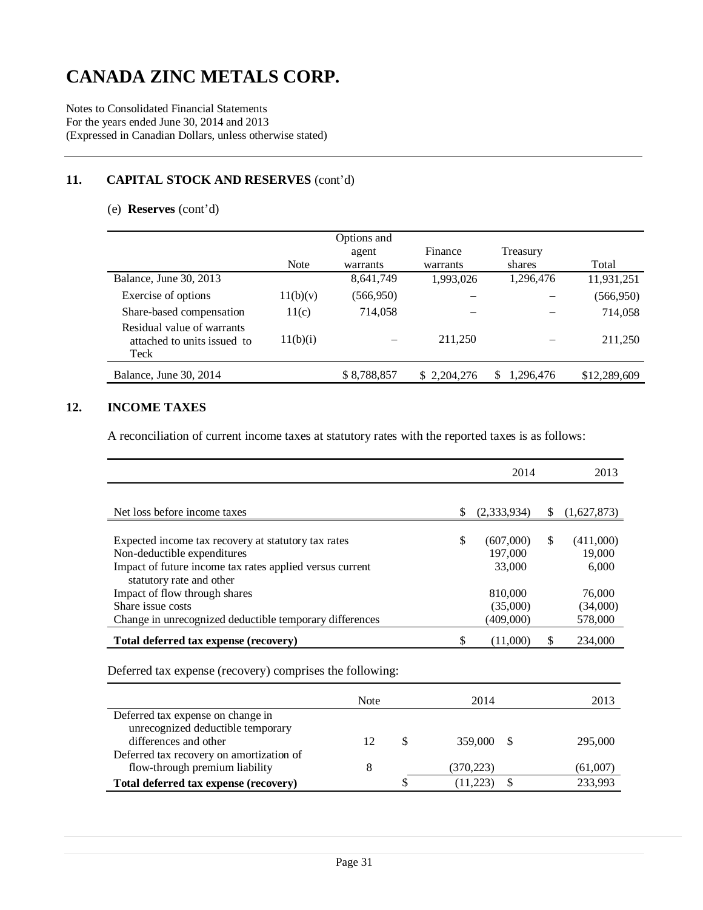# CANADA ZINC METALS CORP.

Notes to Consolidated Financial Statements
For the years ended June 30, 2014 and 2013
(Expressed in Canadian Dollars, unless otherwise stated)

## 11. CAPITAL STOCK AND RESERVES (cont'd)

(e) **Reserves** (cont'd)

| | Note | Options and agent warrants | Finance warrants | Treasury shares | Total |
|---|---|---|---|---|---|
| Balance, June 30, 2013 | | 8,641,749 | 1,993,026 | 1,296,476 | 11,931,251 |
| Exercise of options | 11(b)(v) | (566,950) | – | – | (566,950) |
| Share-based compensation | 11(c) | 714,058 | – | – | 714,058 |
| Residual value of warrants attached to units issued to Teck | 11(b)(i) | – | 211,250 | – | 211,250 |
| Balance, June 30, 2014 | | $ 8,788,857 | $ 2,204,276 | $ 1,296,476 | $12,289,609 |

## 12. INCOME TAXES

A reconciliation of current income taxes at statutory rates with the reported taxes is as follows:

| | 2014 | 2013 |
|---|---|---|
| Net loss before income taxes | $ (2,333,934) | $ (1,627,873) |
| Expected income tax recovery at statutory tax rates | $ (607,000) | $ (411,000) |
| Non-deductible expenditures | 197,000 | 19,000 |
| Impact of future income tax rates applied versus current statutory rate and other | 33,000 | 6,000 |
| Impact of flow through shares | 810,000 | 76,000 |
| Share issue costs | (35,000) | (34,000) |
| Change in unrecognized deductible temporary differences | (409,000) | 578,000 |
| **Total deferred tax expense (recovery)** | $ (11,000) | $ 234,000 |

Deferred tax expense (recovery) comprises the following:

| | Note | 2014 | 2013 |
|---|---|---|---|
| Deferred tax expense on change in unrecognized deductible temporary differences and other | 12 | $ 359,000 | $ 295,000 |
| Deferred tax recovery on amortization of flow-through premium liability | 8 | (370,223) | (61,007) |
| **Total deferred tax expense (recovery)** | | $ (11,223) | $ 233,993 |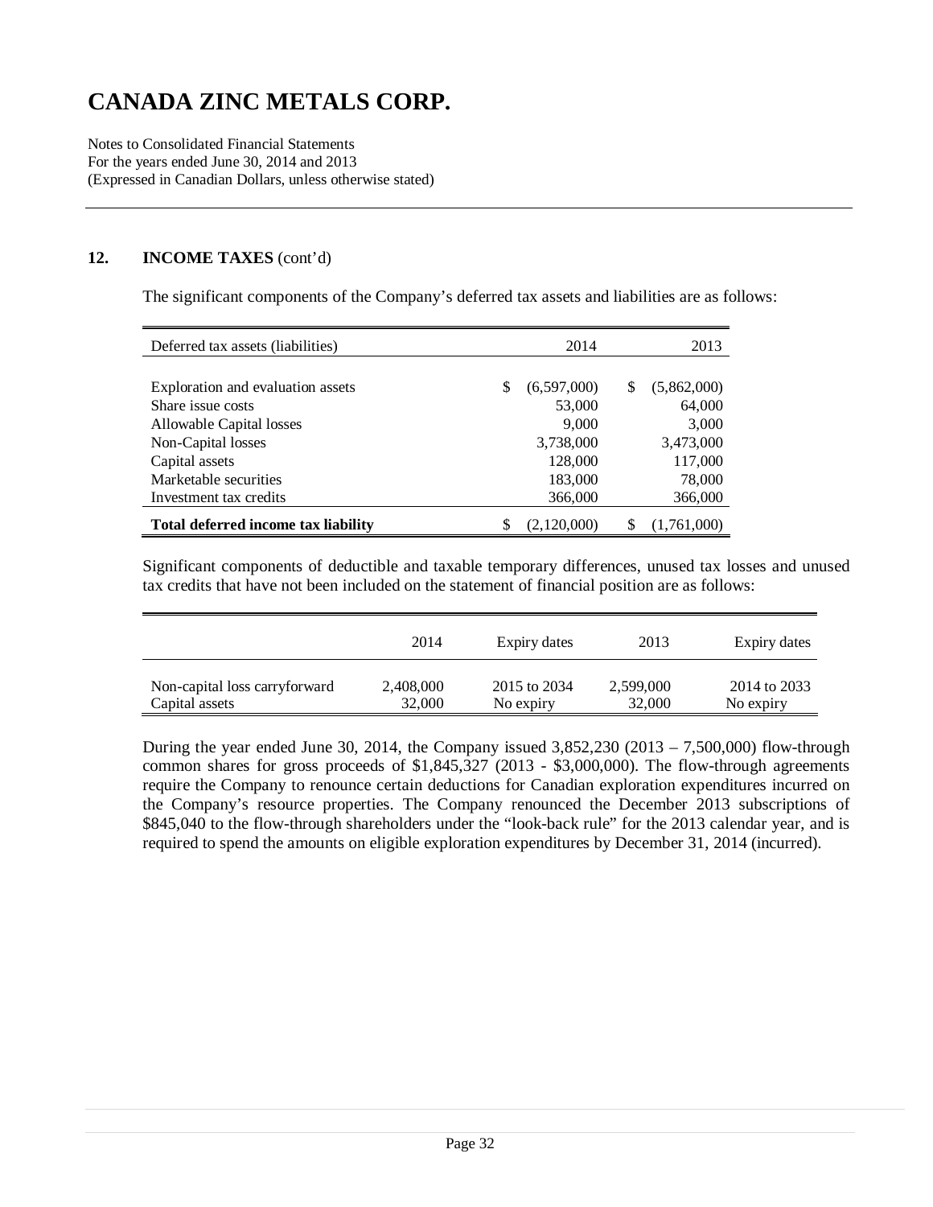# CANADA ZINC METALS CORP.

Notes to Consolidated Financial Statements
For the years ended June 30, 2014 and 2013
(Expressed in Canadian Dollars, unless otherwise stated)

## 12. INCOME TAXES (cont'd)

The significant components of the Company's deferred tax assets and liabilities are as follows:

| Deferred tax assets (liabilities) | 2014 | 2013 |
|---|---|---|
| Exploration and evaluation assets | $ (6,597,000) | $ (5,862,000) |
| Share issue costs | 53,000 | 64,000 |
| Allowable Capital losses | 9,000 | 3,000 |
| Non-Capital losses | 3,738,000 | 3,473,000 |
| Capital assets | 128,000 | 117,000 |
| Marketable securities | 183,000 | 78,000 |
| Investment tax credits | 366,000 | 366,000 |
| **Total deferred income tax liability** | $ (2,120,000) | $ (1,761,000) |

Significant components of deductible and taxable temporary differences, unused tax losses and unused tax credits that have not been included on the statement of financial position are as follows:

| | 2014 | Expiry dates | 2013 | Expiry dates |
|---|---|---|---|---|
| Non-capital loss carryforward | 2,408,000 | 2015 to 2034 | 2,599,000 | 2014 to 2033 |
| Capital assets | 32,000 | No expiry | 32,000 | No expiry |

During the year ended June 30, 2014, the Company issued 3,852,230 (2013 – 7,500,000) flow-through common shares for gross proceeds of $1,845,327 (2013 - $3,000,000). The flow-through agreements require the Company to renounce certain deductions for Canadian exploration expenditures incurred on the Company's resource properties. The Company renounced the December 2013 subscriptions of $845,040 to the flow-through shareholders under the "look-back rule" for the 2013 calendar year, and is required to spend the amounts on eligible exploration expenditures by December 31, 2014 (incurred).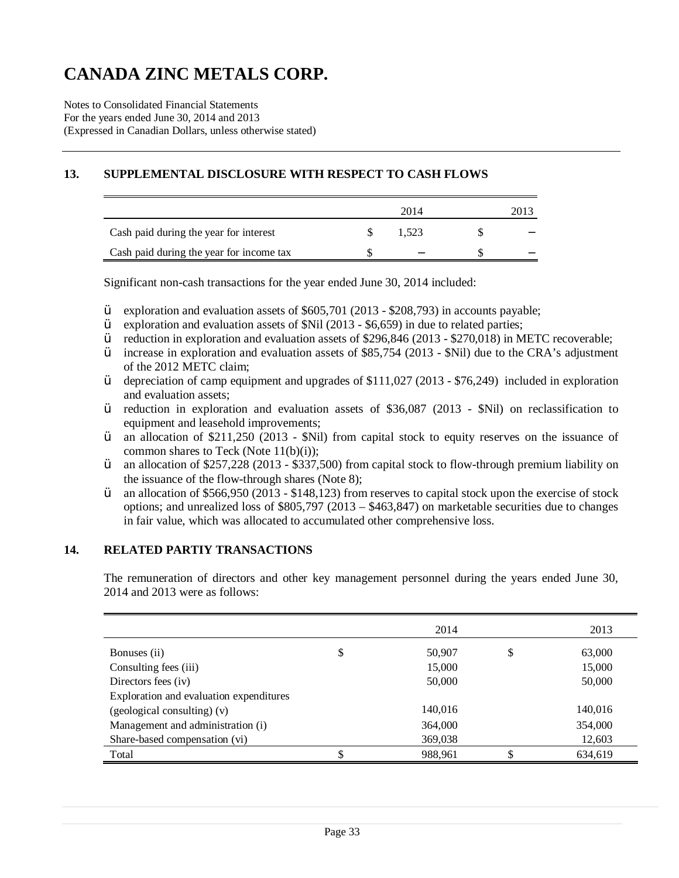# CANADA ZINC METALS CORP.

Notes to Consolidated Financial Statements
For the years ended June 30, 2014 and 2013
(Expressed in Canadian Dollars, unless otherwise stated)

## 13. SUPPLEMENTAL DISCLOSURE WITH RESPECT TO CASH FLOWS

| | | 2014 | | 2013 |
|---|---|---|---|---|
| Cash paid during the year for interest | $ | 1,523 | $ | – |
| Cash paid during the year for income tax | $ | – | $ | – |

Significant non-cash transactions for the year ended June 30, 2014 included:

- exploration and evaluation assets of $605,701 (2013 - $208,793) in accounts payable;
- exploration and evaluation assets of $Nil (2013 - $6,659) in due to related parties;
- reduction in exploration and evaluation assets of $296,846 (2013 - $270,018) in METC recoverable;
- increase in exploration and evaluation assets of $85,754 (2013 - $Nil) due to the CRA's adjustment of the 2012 METC claim;
- depreciation of camp equipment and upgrades of $111,027 (2013 - $76,249) included in exploration and evaluation assets;
- reduction in exploration and evaluation assets of $36,087 (2013 - $Nil) on reclassification to equipment and leasehold improvements;
- an allocation of $211,250 (2013 - $Nil) from capital stock to equity reserves on the issuance of common shares to Teck (Note 11(b)(i));
- an allocation of $257,228 (2013 - $337,500) from capital stock to flow-through premium liability on the issuance of the flow-through shares (Note 8);
- an allocation of $566,950 (2013 - $148,123) from reserves to capital stock upon the exercise of stock options; and unrealized loss of $805,797 (2013 – $463,847) on marketable securities due to changes in fair value, which was allocated to accumulated other comprehensive loss.

## 14. RELATED PARTIY TRANSACTIONS

The remuneration of directors and other key management personnel during the years ended June 30, 2014 and 2013 were as follows:

| | | 2014 | | 2013 |
|---|---|---|---|---|
| Bonuses (ii) | $ | 50,907 | $ | 63,000 |
| Consulting fees (iii) | | 15,000 | | 15,000 |
| Directors fees (iv) | | 50,000 | | 50,000 |
| Exploration and evaluation expenditures (geological consulting) (v) | | 140,016 | | 140,016 |
| Management and administration (i) | | 364,000 | | 354,000 |
| Share-based compensation (vi) | | 369,038 | | 12,603 |
| Total | $ | 988,961 | $ | 634,619 |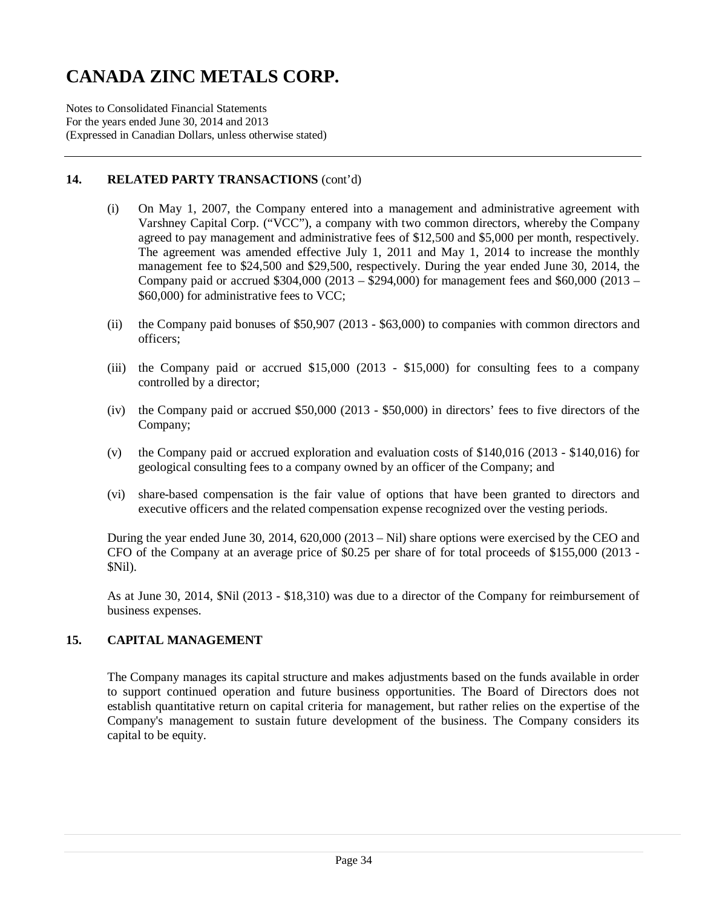# CANADA ZINC METALS CORP.

Notes to Consolidated Financial Statements
For the years ended June 30, 2014 and 2013
(Expressed in Canadian Dollars, unless otherwise stated)

## 14. RELATED PARTY TRANSACTIONS (cont'd)

(i) On May 1, 2007, the Company entered into a management and administrative agreement with Varshney Capital Corp. ("VCC"), a company with two common directors, whereby the Company agreed to pay management and administrative fees of $12,500 and $5,000 per month, respectively. The agreement was amended effective July 1, 2011 and May 1, 2014 to increase the monthly management fee to $24,500 and $29,500, respectively. During the year ended June 30, 2014, the Company paid or accrued $304,000 (2013 – $294,000) for management fees and $60,000 (2013 – $60,000) for administrative fees to VCC;

(ii) the Company paid bonuses of $50,907 (2013 - $63,000) to companies with common directors and officers;

(iii) the Company paid or accrued $15,000 (2013 - $15,000) for consulting fees to a company controlled by a director;

(iv) the Company paid or accrued $50,000 (2013 - $50,000) in directors' fees to five directors of the Company;

(v) the Company paid or accrued exploration and evaluation costs of $140,016 (2013 - $140,016) for geological consulting fees to a company owned by an officer of the Company; and

(vi) share-based compensation is the fair value of options that have been granted to directors and executive officers and the related compensation expense recognized over the vesting periods.

During the year ended June 30, 2014, 620,000 (2013 – Nil) share options were exercised by the CEO and CFO of the Company at an average price of $0.25 per share of for total proceeds of $155,000 (2013 - $Nil).

As at June 30, 2014, $Nil (2013 - $18,310) was due to a director of the Company for reimbursement of business expenses.

## 15. CAPITAL MANAGEMENT

The Company manages its capital structure and makes adjustments based on the funds available in order to support continued operation and future business opportunities. The Board of Directors does not establish quantitative return on capital criteria for management, but rather relies on the expertise of the Company's management to sustain future development of the business. The Company considers its capital to be equity.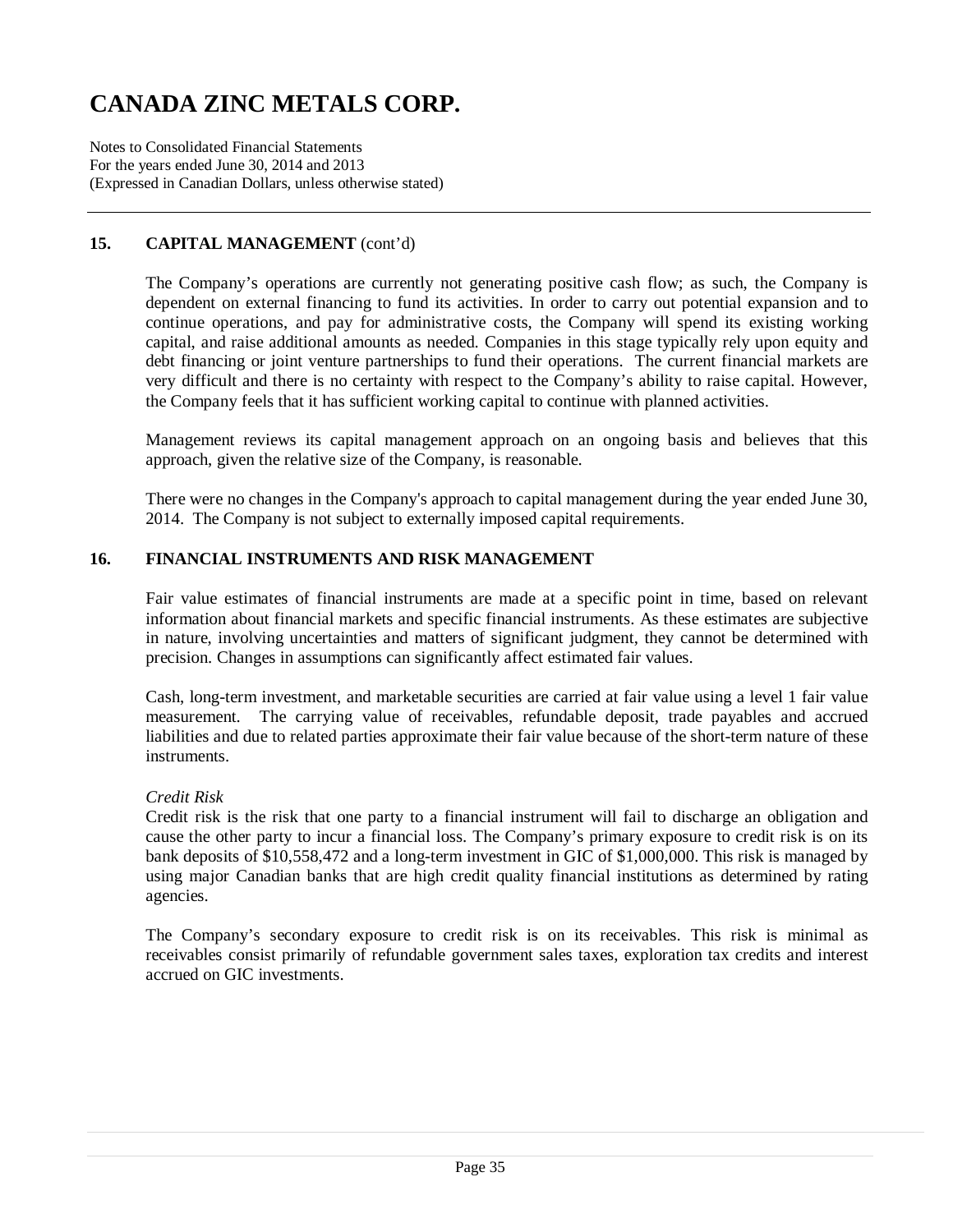## 15. CAPITAL MANAGEMENT (cont'd)

The Company's operations are currently not generating positive cash flow; as such, the Company is dependent on external financing to fund its activities. In order to carry out potential expansion and to continue operations, and pay for administrative costs, the Company will spend its existing working capital, and raise additional amounts as needed. Companies in this stage typically rely upon equity and debt financing or joint venture partnerships to fund their operations. The current financial markets are very difficult and there is no certainty with respect to the Company's ability to raise capital. However, the Company feels that it has sufficient working capital to continue with planned activities.

Management reviews its capital management approach on an ongoing basis and believes that this approach, given the relative size of the Company, is reasonable.

There were no changes in the Company's approach to capital management during the year ended June 30, 2014. The Company is not subject to externally imposed capital requirements.

## 16. FINANCIAL INSTRUMENTS AND RISK MANAGEMENT

Fair value estimates of financial instruments are made at a specific point in time, based on relevant information about financial markets and specific financial instruments. As these estimates are subjective in nature, involving uncertainties and matters of significant judgment, they cannot be determined with precision. Changes in assumptions can significantly affect estimated fair values.

Cash, long-term investment, and marketable securities are carried at fair value using a level 1 fair value measurement. The carrying value of receivables, refundable deposit, trade payables and accrued liabilities and due to related parties approximate their fair value because of the short-term nature of these instruments.

*Credit Risk*

Credit risk is the risk that one party to a financial instrument will fail to discharge an obligation and cause the other party to incur a financial loss. The Company's primary exposure to credit risk is on its bank deposits of $10,558,472 and a long-term investment in GIC of $1,000,000. This risk is managed by using major Canadian banks that are high credit quality financial institutions as determined by rating agencies.

The Company's secondary exposure to credit risk is on its receivables. This risk is minimal as receivables consist primarily of refundable government sales taxes, exploration tax credits and interest accrued on GIC investments.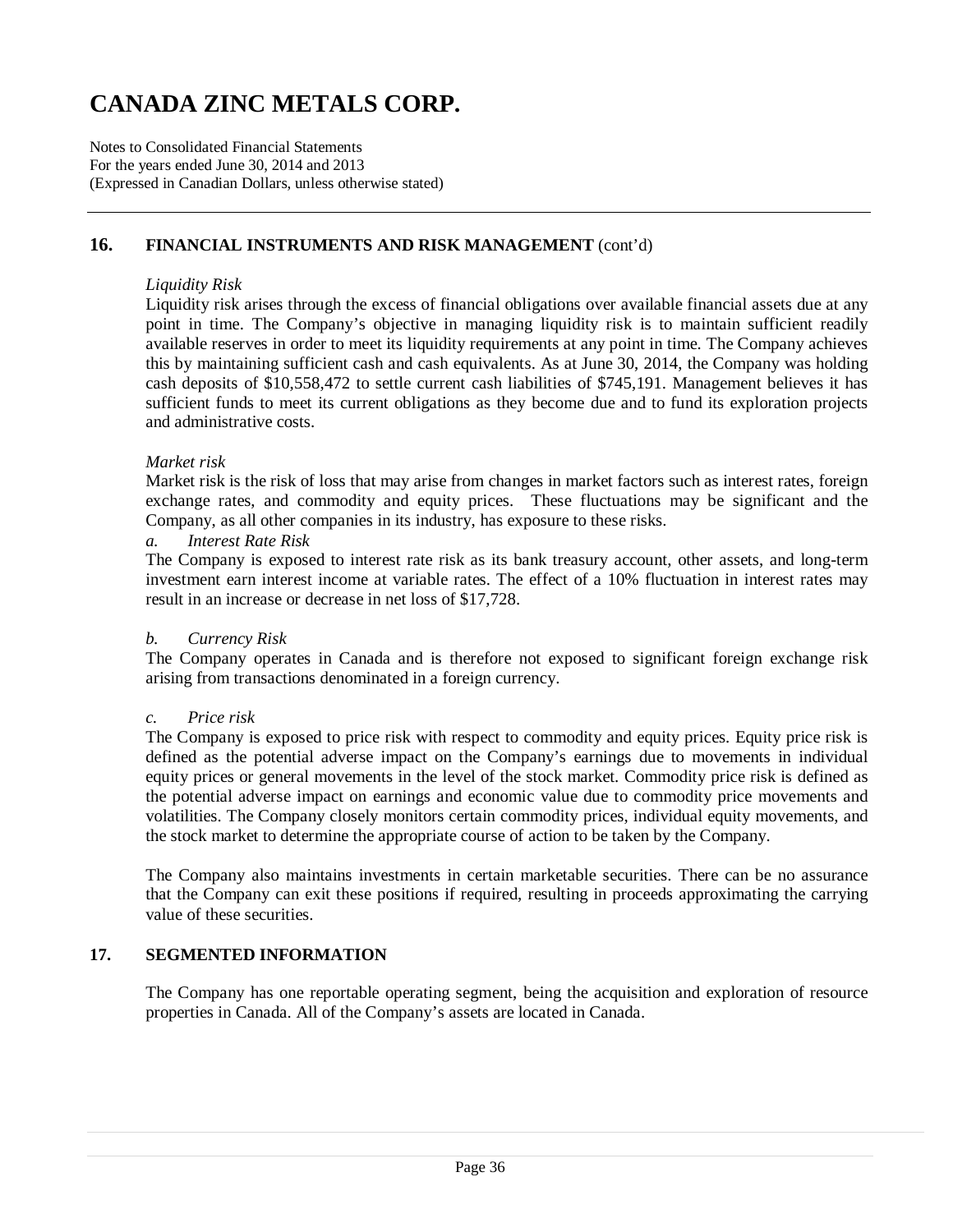## 16. FINANCIAL INSTRUMENTS AND RISK MANAGEMENT (cont'd)

*Liquidity Risk*

Liquidity risk arises through the excess of financial obligations over available financial assets due at any point in time. The Company's objective in managing liquidity risk is to maintain sufficient readily available reserves in order to meet its liquidity requirements at any point in time. The Company achieves this by maintaining sufficient cash and cash equivalents. As at June 30, 2014, the Company was holding cash deposits of $10,558,472 to settle current cash liabilities of $745,191. Management believes it has sufficient funds to meet its current obligations as they become due and to fund its exploration projects and administrative costs.

*Market risk*

Market risk is the risk of loss that may arise from changes in market factors such as interest rates, foreign exchange rates, and commodity and equity prices. These fluctuations may be significant and the Company, as all other companies in its industry, has exposure to these risks.

*a. Interest Rate Risk*

The Company is exposed to interest rate risk as its bank treasury account, other assets, and long-term investment earn interest income at variable rates. The effect of a 10% fluctuation in interest rates may result in an increase or decrease in net loss of $17,728.

*b. Currency Risk*

The Company operates in Canada and is therefore not exposed to significant foreign exchange risk arising from transactions denominated in a foreign currency.

*c. Price risk*

The Company is exposed to price risk with respect to commodity and equity prices. Equity price risk is defined as the potential adverse impact on the Company's earnings due to movements in individual equity prices or general movements in the level of the stock market. Commodity price risk is defined as the potential adverse impact on earnings and economic value due to commodity price movements and volatilities. The Company closely monitors certain commodity prices, individual equity movements, and the stock market to determine the appropriate course of action to be taken by the Company.

The Company also maintains investments in certain marketable securities. There can be no assurance that the Company can exit these positions if required, resulting in proceeds approximating the carrying value of these securities.

## 17. SEGMENTED INFORMATION

The Company has one reportable operating segment, being the acquisition and exploration of resource properties in Canada. All of the Company's assets are located in Canada.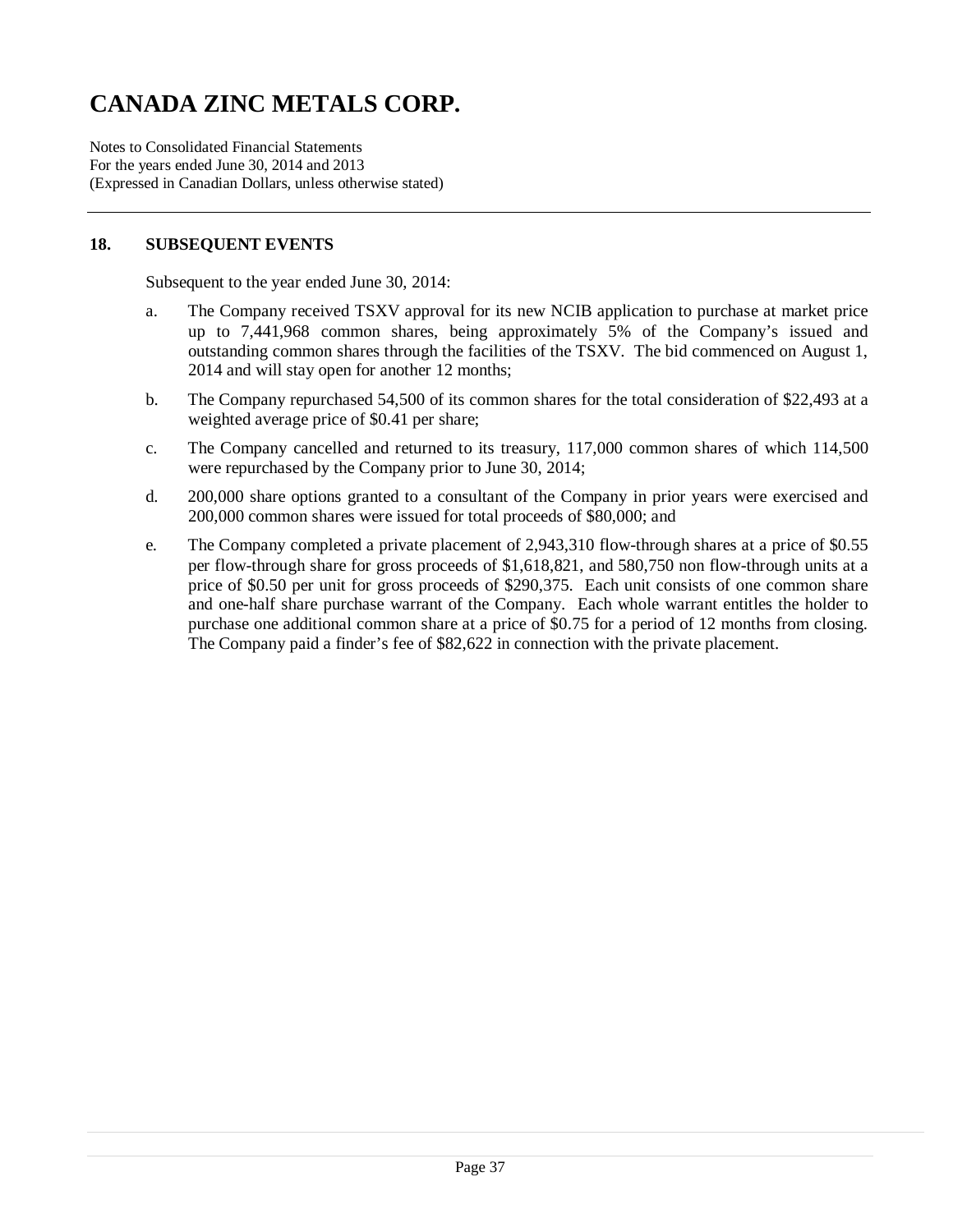# CANADA ZINC METALS CORP.

Notes to Consolidated Financial Statements
For the years ended June 30, 2014 and 2013
(Expressed in Canadian Dollars, unless otherwise stated)

## 18. SUBSEQUENT EVENTS

Subsequent to the year ended June 30, 2014:

a. The Company received TSXV approval for its new NCIB application to purchase at market price up to 7,441,968 common shares, being approximately 5% of the Company's issued and outstanding common shares through the facilities of the TSXV. The bid commenced on August 1, 2014 and will stay open for another 12 months;

b. The Company repurchased 54,500 of its common shares for the total consideration of $22,493 at a weighted average price of $0.41 per share;

c. The Company cancelled and returned to its treasury, 117,000 common shares of which 114,500 were repurchased by the Company prior to June 30, 2014;

d. 200,000 share options granted to a consultant of the Company in prior years were exercised and 200,000 common shares were issued for total proceeds of $80,000; and

e. The Company completed a private placement of 2,943,310 flow-through shares at a price of $0.55 per flow-through share for gross proceeds of $1,618,821, and 580,750 non flow-through units at a price of $0.50 per unit for gross proceeds of $290,375. Each unit consists of one common share and one-half share purchase warrant of the Company. Each whole warrant entitles the holder to purchase one additional common share at a price of $0.75 for a period of 12 months from closing. The Company paid a finder's fee of $82,622 in connection with the private placement.